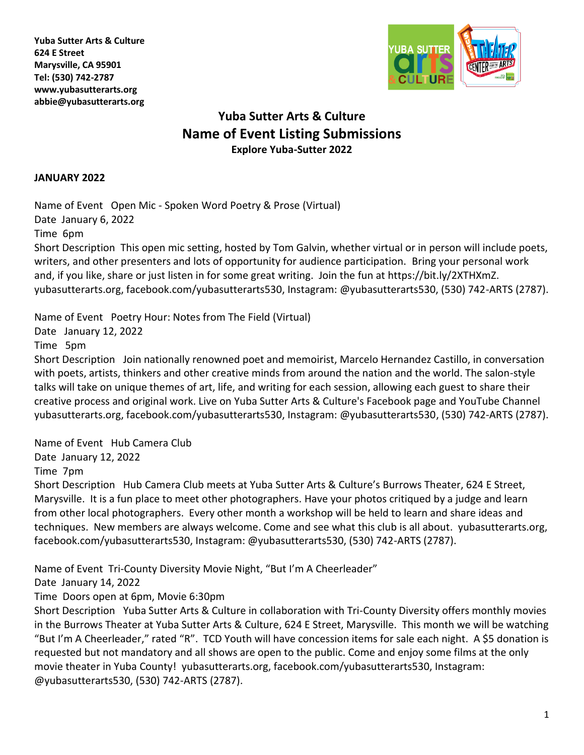**Yuba Sutter Arts & Culture**
**624 E Street**
**Marysville, CA 95901**
**Tel: (530) 742-2787**
**www.yubasutterarts.org**
**abbie@yubasutterarts.org**

# Yuba Sutter Arts & Culture
## Name of Event Listing Submissions
### Explore Yuba-Sutter 2022

**JANUARY 2022**

Name of Event Open Mic - Spoken Word Poetry & Prose (Virtual)
Date January 6, 2022
Time 6pm
Short Description This open mic setting, hosted by Tom Galvin, whether virtual or in person will include poets, writers, and other presenters and lots of opportunity for audience participation. Bring your personal work and, if you like, share or just listen in for some great writing. Join the fun at https://bit.ly/2XTHXmZ. yubasutterarts.org, facebook.com/yubasutterarts530, Instagram: @yubasutterarts530, (530) 742-ARTS (2787).

Name of Event Poetry Hour: Notes from The Field (Virtual)
Date January 12, 2022
Time 5pm
Short Description Join nationally renowned poet and memoirist, Marcelo Hernandez Castillo, in conversation with poets, artists, thinkers and other creative minds from around the nation and the world. The salon-style talks will take on unique themes of art, life, and writing for each session, allowing each guest to share their creative process and original work. Live on Yuba Sutter Arts & Culture's Facebook page and YouTube Channel yubasutterarts.org, facebook.com/yubasutterarts530, Instagram: @yubasutterarts530, (530) 742-ARTS (2787).

Name of Event Hub Camera Club
Date January 12, 2022
Time 7pm
Short Description Hub Camera Club meets at Yuba Sutter Arts & Culture's Burrows Theater, 624 E Street, Marysville. It is a fun place to meet other photographers. Have your photos critiqued by a judge and learn from other local photographers. Every other month a workshop will be held to learn and share ideas and techniques. New members are always welcome. Come and see what this club is all about. yubasutterarts.org, facebook.com/yubasutterarts530, Instagram: @yubasutterarts530, (530) 742-ARTS (2787).

Name of Event Tri-County Diversity Movie Night, "But I'm A Cheerleader"
Date January 14, 2022
Time Doors open at 6pm, Movie 6:30pm
Short Description Yuba Sutter Arts & Culture in collaboration with Tri-County Diversity offers monthly movies in the Burrows Theater at Yuba Sutter Arts & Culture, 624 E Street, Marysville. This month we will be watching "But I'm A Cheerleader," rated "R". TCD Youth will have concession items for sale each night. A $5 donation is requested but not mandatory and all shows are open to the public. Come and enjoy some films at the only movie theater in Yuba County! yubasutterarts.org, facebook.com/yubasutterarts530, Instagram: @yubasutterarts530, (530) 742-ARTS (2787).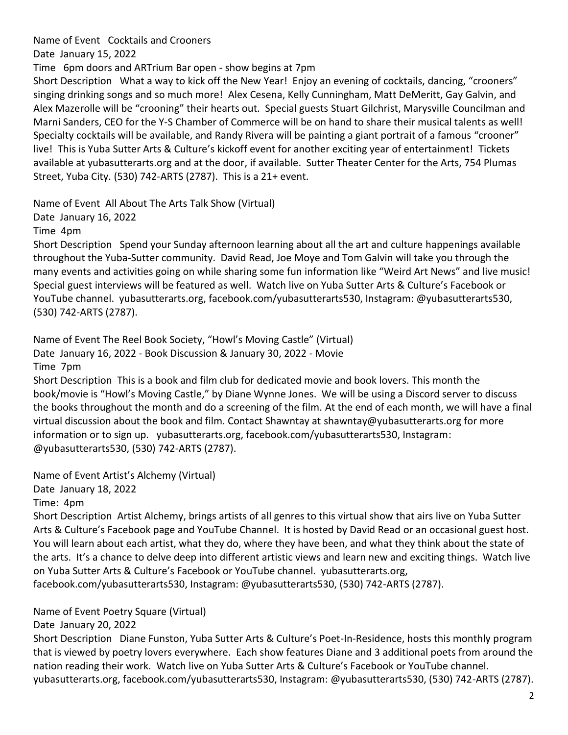Name of Event Cocktails and Crooners
Date January 15, 2022
Time 6pm doors and ARTrium Bar open - show begins at 7pm
Short Description What a way to kick off the New Year! Enjoy an evening of cocktails, dancing, "crooners" singing drinking songs and so much more! Alex Cesena, Kelly Cunningham, Matt DeMeritt, Gay Galvin, and Alex Mazerolle will be "crooning" their hearts out. Special guests Stuart Gilchrist, Marysville Councilman and Marni Sanders, CEO for the Y-S Chamber of Commerce will be on hand to share their musical talents as well! Specialty cocktails will be available, and Randy Rivera will be painting a giant portrait of a famous "crooner" live! This is Yuba Sutter Arts & Culture's kickoff event for another exciting year of entertainment! Tickets available at yubasutterarts.org and at the door, if available. Sutter Theater Center for the Arts, 754 Plumas Street, Yuba City. (530) 742-ARTS (2787). This is a 21+ event.

Name of Event All About The Arts Talk Show (Virtual)
Date January 16, 2022
Time 4pm
Short Description Spend your Sunday afternoon learning about all the art and culture happenings available throughout the Yuba-Sutter community. David Read, Joe Moye and Tom Galvin will take you through the many events and activities going on while sharing some fun information like "Weird Art News" and live music! Special guest interviews will be featured as well. Watch live on Yuba Sutter Arts & Culture's Facebook or YouTube channel. yubasutterarts.org, facebook.com/yubasutterarts530, Instagram: @yubasutterarts530, (530) 742-ARTS (2787).

Name of Event The Reel Book Society, "Howl's Moving Castle" (Virtual)
Date January 16, 2022 - Book Discussion & January 30, 2022 - Movie
Time 7pm
Short Description This is a book and film club for dedicated movie and book lovers. This month the book/movie is "Howl's Moving Castle," by Diane Wynne Jones. We will be using a Discord server to discuss the books throughout the month and do a screening of the film. At the end of each month, we will have a final virtual discussion about the book and film. Contact Shawntay at shawntay@yubasutterarts.org for more information or to sign up. yubasutterarts.org, facebook.com/yubasutterarts530, Instagram: @yubasutterarts530, (530) 742-ARTS (2787).

Name of Event Artist's Alchemy (Virtual)
Date January 18, 2022
Time: 4pm
Short Description Artist Alchemy, brings artists of all genres to this virtual show that airs live on Yuba Sutter Arts & Culture's Facebook page and YouTube Channel. It is hosted by David Read or an occasional guest host. You will learn about each artist, what they do, where they have been, and what they think about the state of the arts. It's a chance to delve deep into different artistic views and learn new and exciting things. Watch live on Yuba Sutter Arts & Culture's Facebook or YouTube channel. yubasutterarts.org, facebook.com/yubasutterarts530, Instagram: @yubasutterarts530, (530) 742-ARTS (2787).

Name of Event Poetry Square (Virtual)
Date January 20, 2022
Short Description Diane Funston, Yuba Sutter Arts & Culture's Poet-In-Residence, hosts this monthly program that is viewed by poetry lovers everywhere. Each show features Diane and 3 additional poets from around the nation reading their work. Watch live on Yuba Sutter Arts & Culture's Facebook or YouTube channel. yubasutterarts.org, facebook.com/yubasutterarts530, Instagram: @yubasutterarts530, (530) 742-ARTS (2787).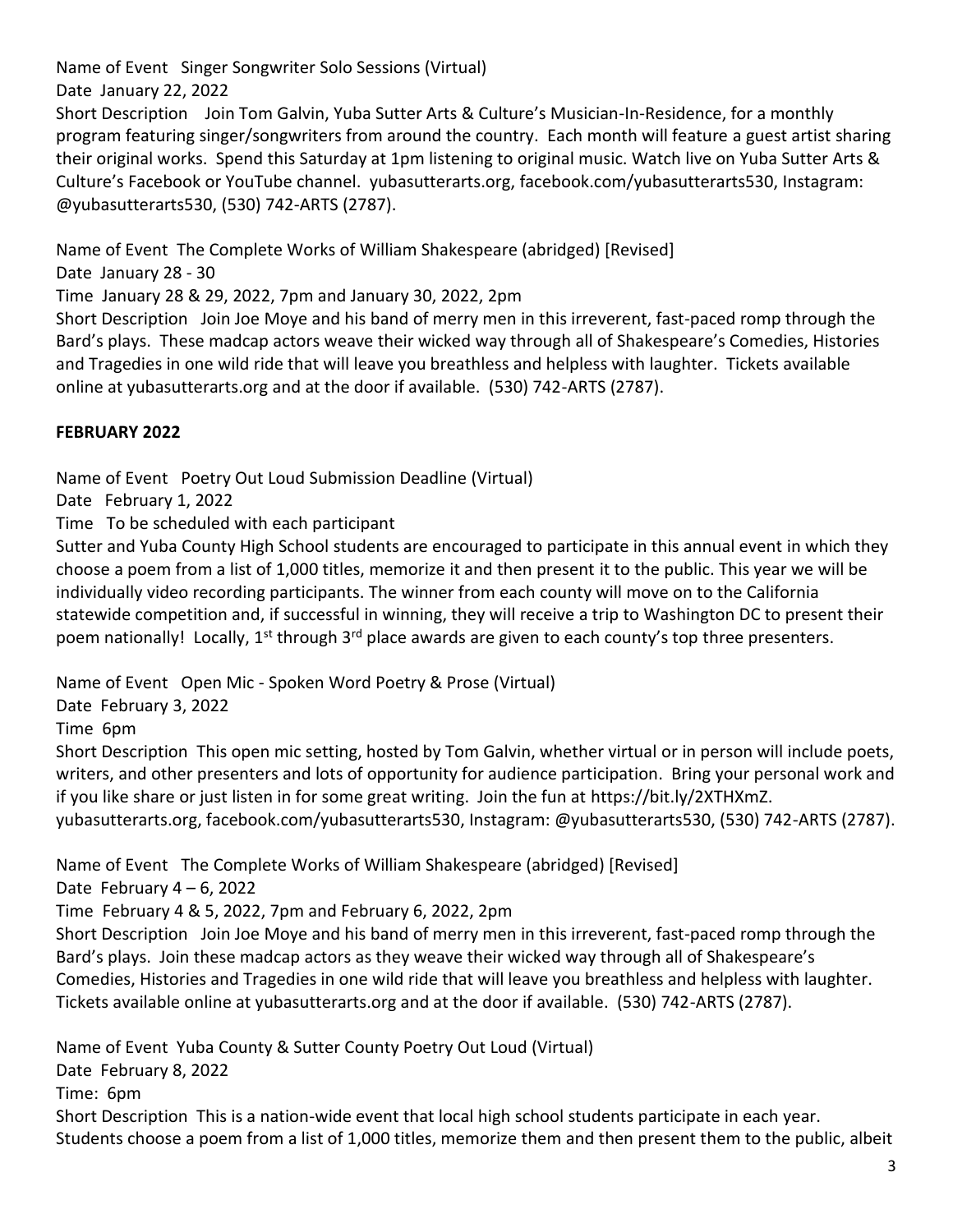Name of Event Singer Songwriter Solo Sessions (Virtual)
Date January 22, 2022
Short Description Join Tom Galvin, Yuba Sutter Arts & Culture's Musician-In-Residence, for a monthly program featuring singer/songwriters from around the country. Each month will feature a guest artist sharing their original works. Spend this Saturday at 1pm listening to original music. Watch live on Yuba Sutter Arts & Culture's Facebook or YouTube channel. yubasutterarts.org, facebook.com/yubasutterarts530, Instagram: @yubasutterarts530, (530) 742-ARTS (2787).

Name of Event The Complete Works of William Shakespeare (abridged) [Revised]
Date January 28 - 30
Time January 28 & 29, 2022, 7pm and January 30, 2022, 2pm
Short Description Join Joe Moye and his band of merry men in this irreverent, fast-paced romp through the Bard's plays. These madcap actors weave their wicked way through all of Shakespeare's Comedies, Histories and Tragedies in one wild ride that will leave you breathless and helpless with laughter. Tickets available online at yubasutterarts.org and at the door if available. (530) 742-ARTS (2787).

**FEBRUARY 2022**

Name of Event Poetry Out Loud Submission Deadline (Virtual)
Date February 1, 2022
Time To be scheduled with each participant
Sutter and Yuba County High School students are encouraged to participate in this annual event in which they choose a poem from a list of 1,000 titles, memorize it and then present it to the public. This year we will be individually video recording participants. The winner from each county will move on to the California statewide competition and, if successful in winning, they will receive a trip to Washington DC to present their poem nationally! Locally, 1st through 3rd place awards are given to each county's top three presenters.

Name of Event Open Mic - Spoken Word Poetry & Prose (Virtual)
Date February 3, 2022
Time 6pm
Short Description This open mic setting, hosted by Tom Galvin, whether virtual or in person will include poets, writers, and other presenters and lots of opportunity for audience participation. Bring your personal work and if you like share or just listen in for some great writing. Join the fun at https://bit.ly/2XTHXmZ. yubasutterarts.org, facebook.com/yubasutterarts530, Instagram: @yubasutterarts530, (530) 742-ARTS (2787).

Name of Event The Complete Works of William Shakespeare (abridged) [Revised]
Date February 4 – 6, 2022
Time February 4 & 5, 2022, 7pm and February 6, 2022, 2pm
Short Description Join Joe Moye and his band of merry men in this irreverent, fast-paced romp through the Bard's plays. Join these madcap actors as they weave their wicked way through all of Shakespeare's Comedies, Histories and Tragedies in one wild ride that will leave you breathless and helpless with laughter. Tickets available online at yubasutterarts.org and at the door if available. (530) 742-ARTS (2787).

Name of Event Yuba County & Sutter County Poetry Out Loud (Virtual)
Date February 8, 2022
Time: 6pm
Short Description This is a nation-wide event that local high school students participate in each year. Students choose a poem from a list of 1,000 titles, memorize them and then present them to the public, albeit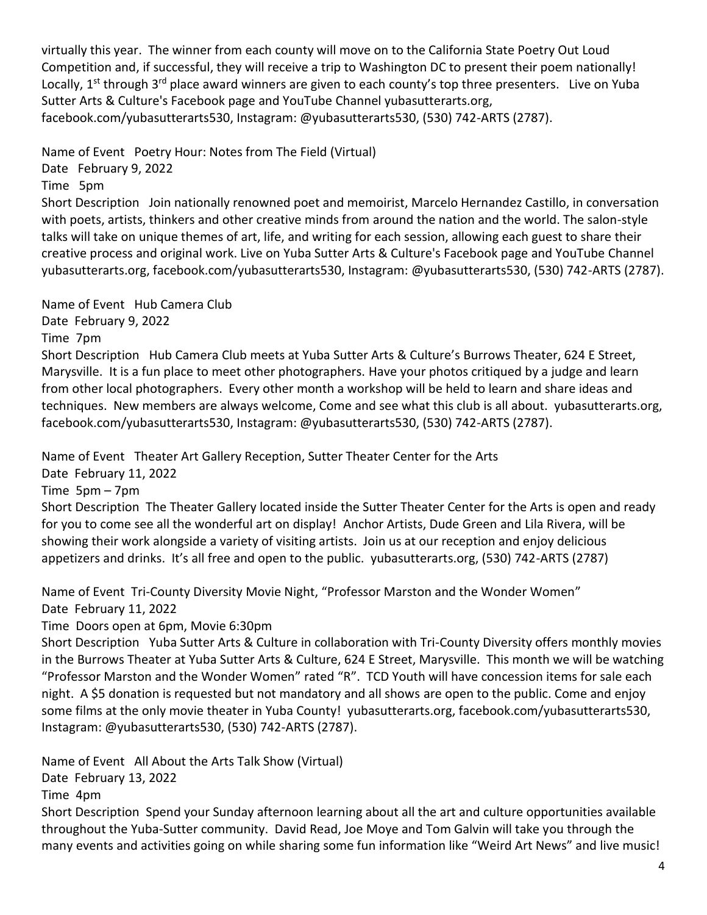virtually this year. The winner from each county will move on to the California State Poetry Out Loud Competition and, if successful, they will receive a trip to Washington DC to present their poem nationally! Locally, 1st through 3rd place award winners are given to each county's top three presenters. Live on Yuba Sutter Arts & Culture's Facebook page and YouTube Channel yubasutterarts.org, facebook.com/yubasutterarts530, Instagram: @yubasutterarts530, (530) 742-ARTS (2787).

Name of Event Poetry Hour: Notes from The Field (Virtual)
Date February 9, 2022
Time 5pm
Short Description Join nationally renowned poet and memoirist, Marcelo Hernandez Castillo, in conversation with poets, artists, thinkers and other creative minds from around the nation and the world. The salon-style talks will take on unique themes of art, life, and writing for each session, allowing each guest to share their creative process and original work. Live on Yuba Sutter Arts & Culture's Facebook page and YouTube Channel yubasutterarts.org, facebook.com/yubasutterarts530, Instagram: @yubasutterarts530, (530) 742-ARTS (2787).

Name of Event Hub Camera Club
Date February 9, 2022
Time 7pm
Short Description Hub Camera Club meets at Yuba Sutter Arts & Culture's Burrows Theater, 624 E Street, Marysville. It is a fun place to meet other photographers. Have your photos critiqued by a judge and learn from other local photographers. Every other month a workshop will be held to learn and share ideas and techniques. New members are always welcome, Come and see what this club is all about. yubasutterarts.org, facebook.com/yubasutterarts530, Instagram: @yubasutterarts530, (530) 742-ARTS (2787).

Name of Event Theater Art Gallery Reception, Sutter Theater Center for the Arts
Date February 11, 2022
Time 5pm – 7pm
Short Description The Theater Gallery located inside the Sutter Theater Center for the Arts is open and ready for you to come see all the wonderful art on display! Anchor Artists, Dude Green and Lila Rivera, will be showing their work alongside a variety of visiting artists. Join us at our reception and enjoy delicious appetizers and drinks. It's all free and open to the public. yubasutterarts.org, (530) 742-ARTS (2787)

Name of Event Tri-County Diversity Movie Night, "Professor Marston and the Wonder Women"
Date February 11, 2022
Time Doors open at 6pm, Movie 6:30pm
Short Description Yuba Sutter Arts & Culture in collaboration with Tri-County Diversity offers monthly movies in the Burrows Theater at Yuba Sutter Arts & Culture, 624 E Street, Marysville. This month we will be watching "Professor Marston and the Wonder Women" rated "R". TCD Youth will have concession items for sale each night. A $5 donation is requested but not mandatory and all shows are open to the public. Come and enjoy some films at the only movie theater in Yuba County! yubasutterarts.org, facebook.com/yubasutterarts530, Instagram: @yubasutterarts530, (530) 742-ARTS (2787).

Name of Event All About the Arts Talk Show (Virtual)
Date February 13, 2022
Time 4pm
Short Description Spend your Sunday afternoon learning about all the art and culture opportunities available throughout the Yuba-Sutter community. David Read, Joe Moye and Tom Galvin will take you through the many events and activities going on while sharing some fun information like "Weird Art News" and live music!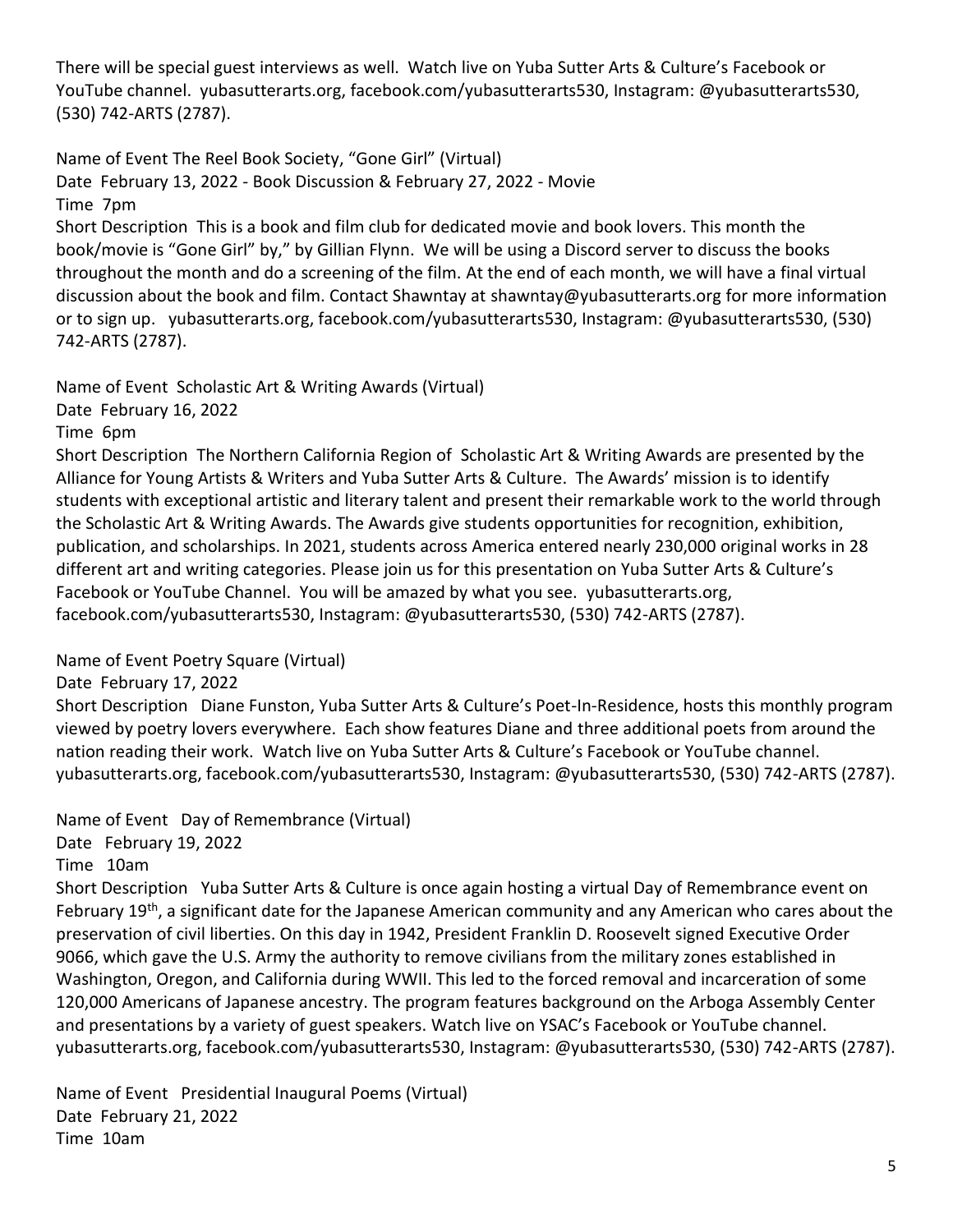There will be special guest interviews as well. Watch live on Yuba Sutter Arts & Culture's Facebook or YouTube channel. yubasutterarts.org, facebook.com/yubasutterarts530, Instagram: @yubasutterarts530, (530) 742-ARTS (2787).

Name of Event The Reel Book Society, "Gone Girl" (Virtual)
Date February 13, 2022 - Book Discussion & February 27, 2022 - Movie
Time 7pm
Short Description This is a book and film club for dedicated movie and book lovers. This month the book/movie is "Gone Girl" by," by Gillian Flynn. We will be using a Discord server to discuss the books throughout the month and do a screening of the film. At the end of each month, we will have a final virtual discussion about the book and film. Contact Shawntay at shawntay@yubasutterarts.org for more information or to sign up. yubasutterarts.org, facebook.com/yubasutterarts530, Instagram: @yubasutterarts530, (530) 742-ARTS (2787).

Name of Event Scholastic Art & Writing Awards (Virtual)
Date February 16, 2022
Time 6pm
Short Description The Northern California Region of Scholastic Art & Writing Awards are presented by the Alliance for Young Artists & Writers and Yuba Sutter Arts & Culture. The Awards' mission is to identify students with exceptional artistic and literary talent and present their remarkable work to the world through the Scholastic Art & Writing Awards. The Awards give students opportunities for recognition, exhibition, publication, and scholarships. In 2021, students across America entered nearly 230,000 original works in 28 different art and writing categories. Please join us for this presentation on Yuba Sutter Arts & Culture's Facebook or YouTube Channel. You will be amazed by what you see. yubasutterarts.org, facebook.com/yubasutterarts530, Instagram: @yubasutterarts530, (530) 742-ARTS (2787).

Name of Event Poetry Square (Virtual)
Date February 17, 2022
Short Description Diane Funston, Yuba Sutter Arts & Culture's Poet-In-Residence, hosts this monthly program viewed by poetry lovers everywhere. Each show features Diane and three additional poets from around the nation reading their work. Watch live on Yuba Sutter Arts & Culture's Facebook or YouTube channel. yubasutterarts.org, facebook.com/yubasutterarts530, Instagram: @yubasutterarts530, (530) 742-ARTS (2787).

Name of Event Day of Remembrance (Virtual)
Date February 19, 2022
Time 10am
Short Description Yuba Sutter Arts & Culture is once again hosting a virtual Day of Remembrance event on February 19th, a significant date for the Japanese American community and any American who cares about the preservation of civil liberties. On this day in 1942, President Franklin D. Roosevelt signed Executive Order 9066, which gave the U.S. Army the authority to remove civilians from the military zones established in Washington, Oregon, and California during WWII. This led to the forced removal and incarceration of some 120,000 Americans of Japanese ancestry. The program features background on the Arboga Assembly Center and presentations by a variety of guest speakers. Watch live on YSAC's Facebook or YouTube channel. yubasutterarts.org, facebook.com/yubasutterarts530, Instagram: @yubasutterarts530, (530) 742-ARTS (2787).

Name of Event Presidential Inaugural Poems (Virtual)
Date February 21, 2022
Time 10am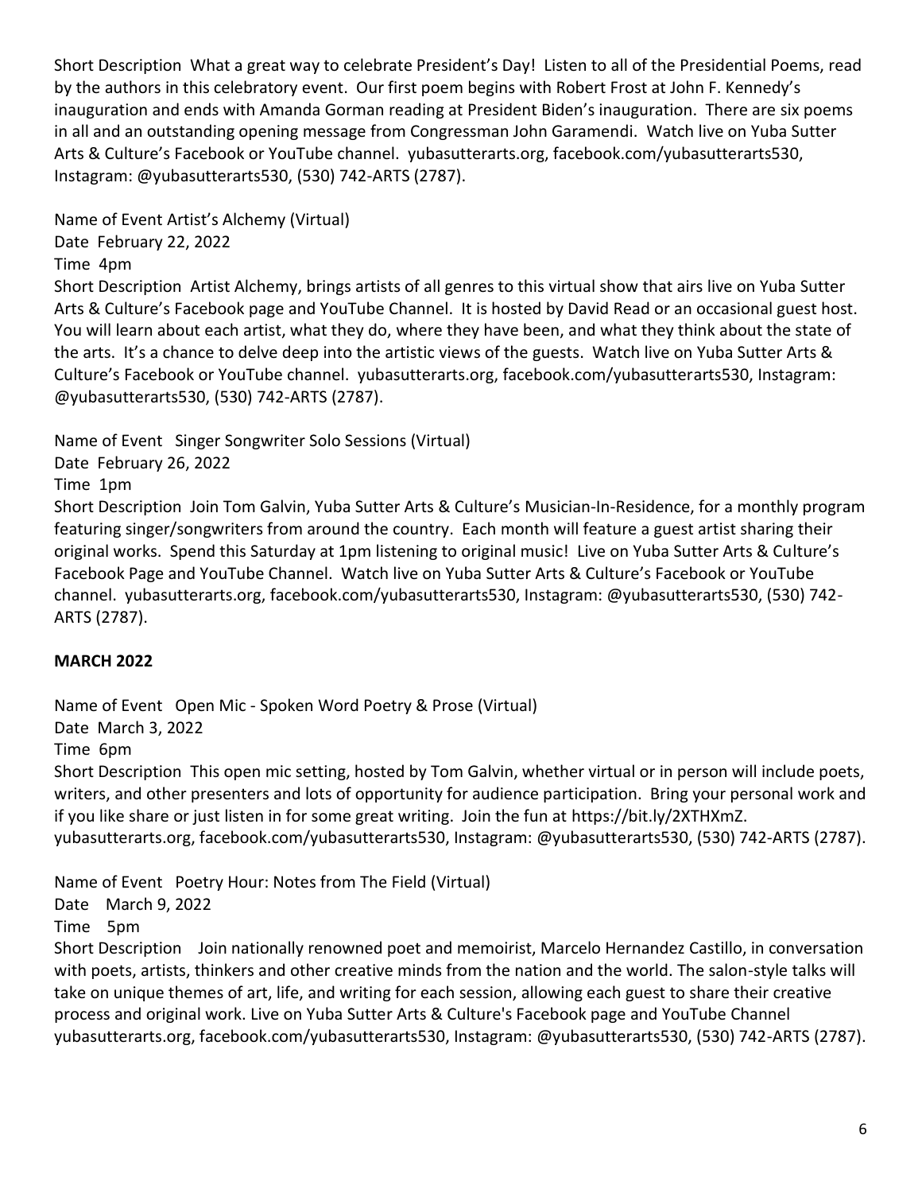Short Description What a great way to celebrate President's Day! Listen to all of the Presidential Poems, read by the authors in this celebratory event. Our first poem begins with Robert Frost at John F. Kennedy's inauguration and ends with Amanda Gorman reading at President Biden's inauguration. There are six poems in all and an outstanding opening message from Congressman John Garamendi. Watch live on Yuba Sutter Arts & Culture's Facebook or YouTube channel. yubasutterarts.org, facebook.com/yubasutterarts530, Instagram: @yubasutterarts530, (530) 742-ARTS (2787).

Name of Event Artist's Alchemy (Virtual)
Date February 22, 2022
Time 4pm
Short Description Artist Alchemy, brings artists of all genres to this virtual show that airs live on Yuba Sutter Arts & Culture's Facebook page and YouTube Channel. It is hosted by David Read or an occasional guest host. You will learn about each artist, what they do, where they have been, and what they think about the state of the arts. It's a chance to delve deep into the artistic views of the guests. Watch live on Yuba Sutter Arts & Culture's Facebook or YouTube channel. yubasutterarts.org, facebook.com/yubasutterarts530, Instagram: @yubasutterarts530, (530) 742-ARTS (2787).

Name of Event Singer Songwriter Solo Sessions (Virtual)
Date February 26, 2022
Time 1pm
Short Description Join Tom Galvin, Yuba Sutter Arts & Culture's Musician-In-Residence, for a monthly program featuring singer/songwriters from around the country. Each month will feature a guest artist sharing their original works. Spend this Saturday at 1pm listening to original music! Live on Yuba Sutter Arts & Culture's Facebook Page and YouTube Channel. Watch live on Yuba Sutter Arts & Culture's Facebook or YouTube channel. yubasutterarts.org, facebook.com/yubasutterarts530, Instagram: @yubasutterarts530, (530) 742-ARTS (2787).

**MARCH 2022**

Name of Event Open Mic - Spoken Word Poetry & Prose (Virtual)
Date March 3, 2022
Time 6pm
Short Description This open mic setting, hosted by Tom Galvin, whether virtual or in person will include poets, writers, and other presenters and lots of opportunity for audience participation. Bring your personal work and if you like share or just listen in for some great writing. Join the fun at https://bit.ly/2XTHXmZ. yubasutterarts.org, facebook.com/yubasutterarts530, Instagram: @yubasutterarts530, (530) 742-ARTS (2787).

Name of Event Poetry Hour: Notes from The Field (Virtual)
Date March 9, 2022
Time 5pm
Short Description Join nationally renowned poet and memoirist, Marcelo Hernandez Castillo, in conversation with poets, artists, thinkers and other creative minds from the nation and the world. The salon-style talks will take on unique themes of art, life, and writing for each session, allowing each guest to share their creative process and original work. Live on Yuba Sutter Arts & Culture's Facebook page and YouTube Channel yubasutterarts.org, facebook.com/yubasutterarts530, Instagram: @yubasutterarts530, (530) 742-ARTS (2787).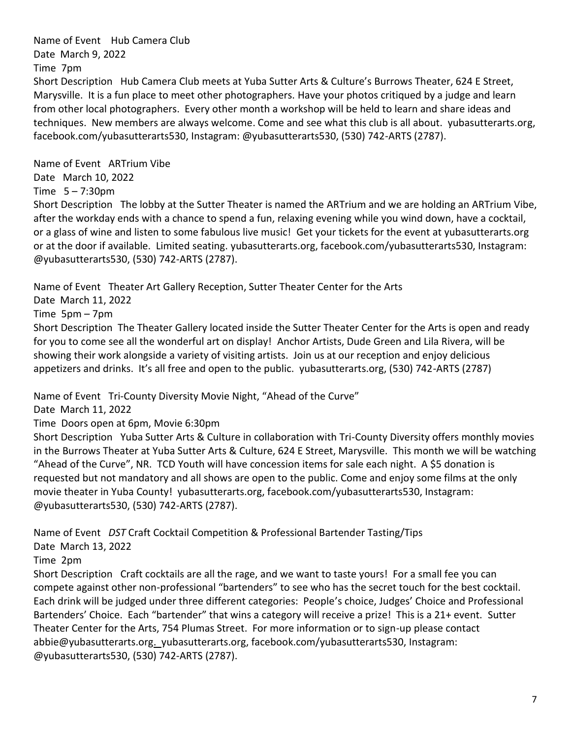Name of Event Hub Camera Club
Date March 9, 2022
Time 7pm
Short Description Hub Camera Club meets at Yuba Sutter Arts & Culture's Burrows Theater, 624 E Street, Marysville. It is a fun place to meet other photographers. Have your photos critiqued by a judge and learn from other local photographers. Every other month a workshop will be held to learn and share ideas and techniques. New members are always welcome. Come and see what this club is all about. yubasutterarts.org, facebook.com/yubasutterarts530, Instagram: @yubasutterarts530, (530) 742-ARTS (2787).

Name of Event ARTrium Vibe
Date March 10, 2022
Time 5 – 7:30pm
Short Description The lobby at the Sutter Theater is named the ARTrium and we are holding an ARTrium Vibe, after the workday ends with a chance to spend a fun, relaxing evening while you wind down, have a cocktail, or a glass of wine and listen to some fabulous live music! Get your tickets for the event at yubasutterarts.org or at the door if available. Limited seating. yubasutterarts.org, facebook.com/yubasutterarts530, Instagram: @yubasutterarts530, (530) 742-ARTS (2787).

Name of Event Theater Art Gallery Reception, Sutter Theater Center for the Arts
Date March 11, 2022
Time 5pm – 7pm
Short Description The Theater Gallery located inside the Sutter Theater Center for the Arts is open and ready for you to come see all the wonderful art on display! Anchor Artists, Dude Green and Lila Rivera, will be showing their work alongside a variety of visiting artists. Join us at our reception and enjoy delicious appetizers and drinks. It's all free and open to the public. yubasutterarts.org, (530) 742-ARTS (2787)

Name of Event Tri-County Diversity Movie Night, "Ahead of the Curve"
Date March 11, 2022
Time Doors open at 6pm, Movie 6:30pm
Short Description Yuba Sutter Arts & Culture in collaboration with Tri-County Diversity offers monthly movies in the Burrows Theater at Yuba Sutter Arts & Culture, 624 E Street, Marysville. This month we will be watching "Ahead of the Curve", NR. TCD Youth will have concession items for sale each night. A $5 donation is requested but not mandatory and all shows are open to the public. Come and enjoy some films at the only movie theater in Yuba County! yubasutterarts.org, facebook.com/yubasutterarts530, Instagram: @yubasutterarts530, (530) 742-ARTS (2787).

Name of Event *DST* Craft Cocktail Competition & Professional Bartender Tasting/Tips
Date March 13, 2022
Time 2pm
Short Description Craft cocktails are all the rage, and we want to taste yours! For a small fee you can compete against other non-professional "bartenders" to see who has the secret touch for the best cocktail. Each drink will be judged under three different categories: People's choice, Judges' Choice and Professional Bartenders' Choice. Each "bartender" that wins a category will receive a prize! This is a 21+ event. Sutter Theater Center for the Arts, 754 Plumas Street. For more information or to sign-up please contact abbie@yubasutterarts.org. yubasutterarts.org, facebook.com/yubasutterarts530, Instagram: @yubasutterarts530, (530) 742-ARTS (2787).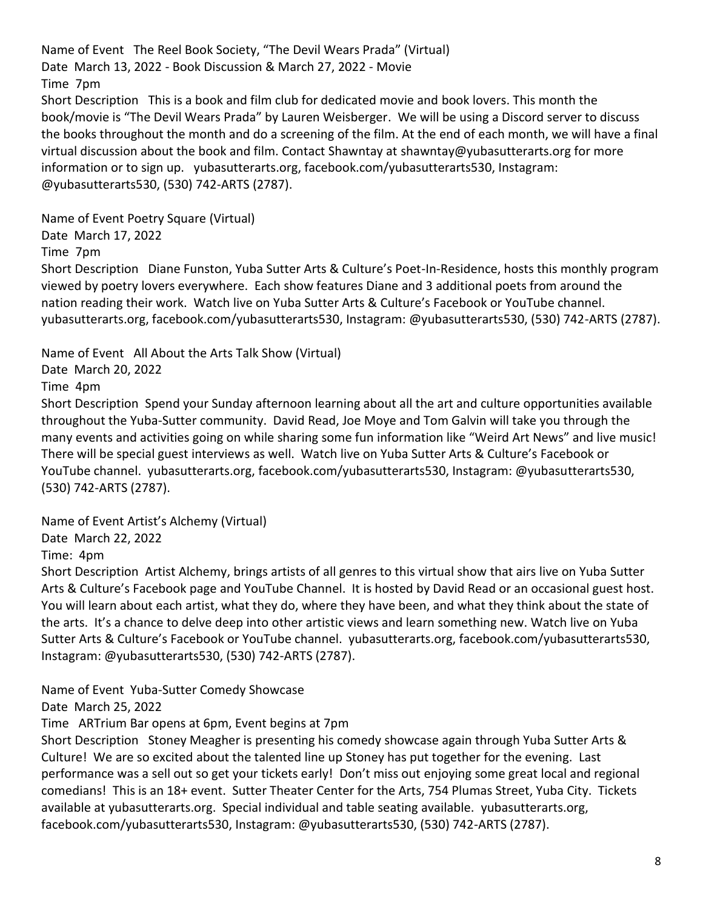Name of Event The Reel Book Society, "The Devil Wears Prada" (Virtual)
Date March 13, 2022 - Book Discussion & March 27, 2022 - Movie
Time 7pm
Short Description This is a book and film club for dedicated movie and book lovers. This month the book/movie is "The Devil Wears Prada" by Lauren Weisberger. We will be using a Discord server to discuss the books throughout the month and do a screening of the film. At the end of each month, we will have a final virtual discussion about the book and film. Contact Shawntay at shawntay@yubasutterarts.org for more information or to sign up. yubasutterarts.org, facebook.com/yubasutterarts530, Instagram: @yubasutterarts530, (530) 742-ARTS (2787).

Name of Event Poetry Square (Virtual)
Date March 17, 2022
Time 7pm
Short Description Diane Funston, Yuba Sutter Arts & Culture's Poet-In-Residence, hosts this monthly program viewed by poetry lovers everywhere. Each show features Diane and 3 additional poets from around the nation reading their work. Watch live on Yuba Sutter Arts & Culture's Facebook or YouTube channel. yubasutterarts.org, facebook.com/yubasutterarts530, Instagram: @yubasutterarts530, (530) 742-ARTS (2787).

Name of Event All About the Arts Talk Show (Virtual)
Date March 20, 2022
Time 4pm
Short Description Spend your Sunday afternoon learning about all the art and culture opportunities available throughout the Yuba-Sutter community. David Read, Joe Moye and Tom Galvin will take you through the many events and activities going on while sharing some fun information like "Weird Art News" and live music! There will be special guest interviews as well. Watch live on Yuba Sutter Arts & Culture's Facebook or YouTube channel. yubasutterarts.org, facebook.com/yubasutterarts530, Instagram: @yubasutterarts530, (530) 742-ARTS (2787).

Name of Event Artist's Alchemy (Virtual)
Date March 22, 2022
Time: 4pm
Short Description Artist Alchemy, brings artists of all genres to this virtual show that airs live on Yuba Sutter Arts & Culture's Facebook page and YouTube Channel. It is hosted by David Read or an occasional guest host. You will learn about each artist, what they do, where they have been, and what they think about the state of the arts. It's a chance to delve deep into other artistic views and learn something new. Watch live on Yuba Sutter Arts & Culture's Facebook or YouTube channel. yubasutterarts.org, facebook.com/yubasutterarts530, Instagram: @yubasutterarts530, (530) 742-ARTS (2787).

Name of Event Yuba-Sutter Comedy Showcase
Date March 25, 2022
Time ARTrium Bar opens at 6pm, Event begins at 7pm
Short Description Stoney Meagher is presenting his comedy showcase again through Yuba Sutter Arts & Culture! We are so excited about the talented line up Stoney has put together for the evening. Last performance was a sell out so get your tickets early! Don't miss out enjoying some great local and regional comedians! This is an 18+ event. Sutter Theater Center for the Arts, 754 Plumas Street, Yuba City. Tickets available at yubasutterarts.org. Special individual and table seating available. yubasutterarts.org, facebook.com/yubasutterarts530, Instagram: @yubasutterarts530, (530) 742-ARTS (2787).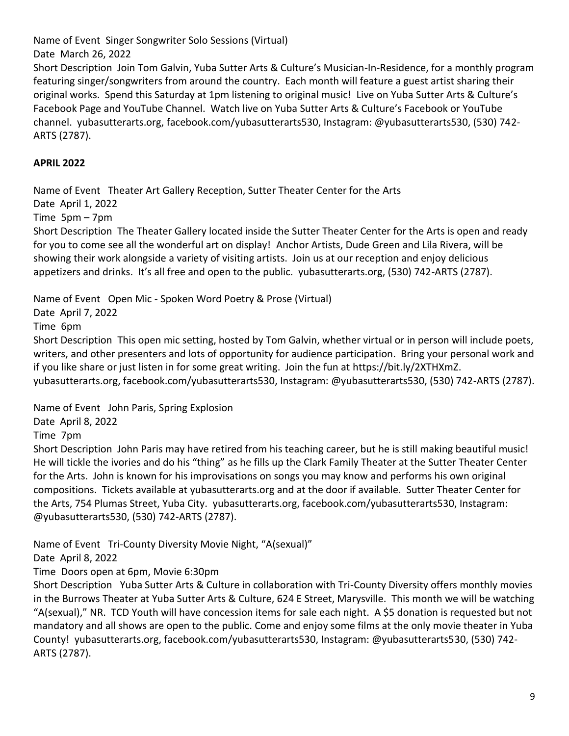Name of Event Singer Songwriter Solo Sessions (Virtual)
Date March 26, 2022
Short Description Join Tom Galvin, Yuba Sutter Arts & Culture's Musician-In-Residence, for a monthly program featuring singer/songwriters from around the country. Each month will feature a guest artist sharing their original works. Spend this Saturday at 1pm listening to original music! Live on Yuba Sutter Arts & Culture's Facebook Page and YouTube Channel. Watch live on Yuba Sutter Arts & Culture's Facebook or YouTube channel. yubasutterarts.org, facebook.com/yubasutterarts530, Instagram: @yubasutterarts530, (530) 742-ARTS (2787).

**APRIL 2022**

Name of Event Theater Art Gallery Reception, Sutter Theater Center for the Arts
Date April 1, 2022
Time 5pm – 7pm
Short Description The Theater Gallery located inside the Sutter Theater Center for the Arts is open and ready for you to come see all the wonderful art on display! Anchor Artists, Dude Green and Lila Rivera, will be showing their work alongside a variety of visiting artists. Join us at our reception and enjoy delicious appetizers and drinks. It's all free and open to the public. yubasutterarts.org, (530) 742-ARTS (2787).

Name of Event Open Mic - Spoken Word Poetry & Prose (Virtual)
Date April 7, 2022
Time 6pm
Short Description This open mic setting, hosted by Tom Galvin, whether virtual or in person will include poets, writers, and other presenters and lots of opportunity for audience participation. Bring your personal work and if you like share or just listen in for some great writing. Join the fun at https://bit.ly/2XTHXmZ. yubasutterarts.org, facebook.com/yubasutterarts530, Instagram: @yubasutterarts530, (530) 742-ARTS (2787).

Name of Event John Paris, Spring Explosion
Date April 8, 2022
Time 7pm
Short Description John Paris may have retired from his teaching career, but he is still making beautiful music! He will tickle the ivories and do his "thing" as he fills up the Clark Family Theater at the Sutter Theater Center for the Arts. John is known for his improvisations on songs you may know and performs his own original compositions. Tickets available at yubasutterarts.org and at the door if available. Sutter Theater Center for the Arts, 754 Plumas Street, Yuba City. yubasutterarts.org, facebook.com/yubasutterarts530, Instagram: @yubasutterarts530, (530) 742-ARTS (2787).

Name of Event Tri-County Diversity Movie Night, "A(sexual)"
Date April 8, 2022
Time Doors open at 6pm, Movie 6:30pm
Short Description Yuba Sutter Arts & Culture in collaboration with Tri-County Diversity offers monthly movies in the Burrows Theater at Yuba Sutter Arts & Culture, 624 E Street, Marysville. This month we will be watching "A(sexual)," NR. TCD Youth will have concession items for sale each night. A $5 donation is requested but not mandatory and all shows are open to the public. Come and enjoy some films at the only movie theater in Yuba County! yubasutterarts.org, facebook.com/yubasutterarts530, Instagram: @yubasutterarts530, (530) 742-ARTS (2787).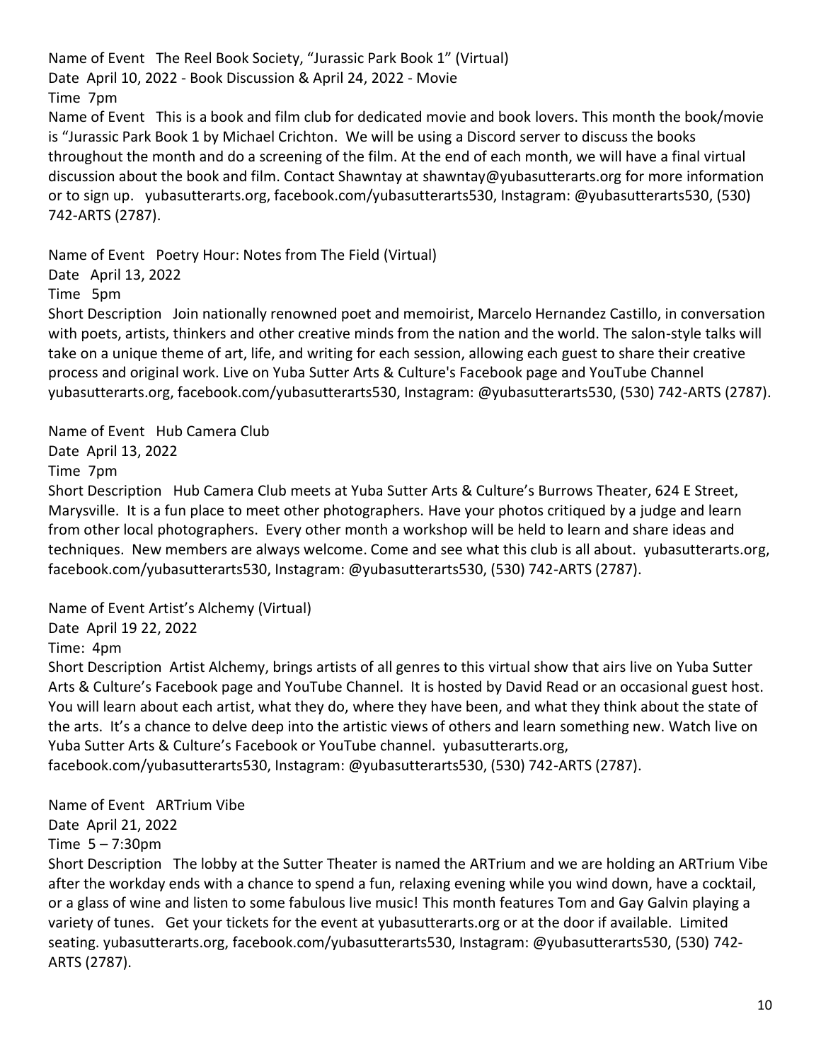Name of Event The Reel Book Society, "Jurassic Park Book 1" (Virtual)
Date April 10, 2022 - Book Discussion & April 24, 2022 - Movie
Time 7pm
Name of Event This is a book and film club for dedicated movie and book lovers. This month the book/movie is "Jurassic Park Book 1 by Michael Crichton. We will be using a Discord server to discuss the books throughout the month and do a screening of the film. At the end of each month, we will have a final virtual discussion about the book and film. Contact Shawntay at shawntay@yubasutterarts.org for more information or to sign up. yubasutterarts.org, facebook.com/yubasutterarts530, Instagram: @yubasutterarts530, (530) 742-ARTS (2787).

Name of Event Poetry Hour: Notes from The Field (Virtual)
Date April 13, 2022
Time 5pm
Short Description Join nationally renowned poet and memoirist, Marcelo Hernandez Castillo, in conversation with poets, artists, thinkers and other creative minds from the nation and the world. The salon-style talks will take on a unique theme of art, life, and writing for each session, allowing each guest to share their creative process and original work. Live on Yuba Sutter Arts & Culture's Facebook page and YouTube Channel yubasutterarts.org, facebook.com/yubasutterarts530, Instagram: @yubasutterarts530, (530) 742-ARTS (2787).

Name of Event Hub Camera Club
Date April 13, 2022
Time 7pm
Short Description Hub Camera Club meets at Yuba Sutter Arts & Culture's Burrows Theater, 624 E Street, Marysville. It is a fun place to meet other photographers. Have your photos critiqued by a judge and learn from other local photographers. Every other month a workshop will be held to learn and share ideas and techniques. New members are always welcome. Come and see what this club is all about. yubasutterarts.org, facebook.com/yubasutterarts530, Instagram: @yubasutterarts530, (530) 742-ARTS (2787).

Name of Event Artist's Alchemy (Virtual)
Date April 19 22, 2022
Time: 4pm
Short Description Artist Alchemy, brings artists of all genres to this virtual show that airs live on Yuba Sutter Arts & Culture's Facebook page and YouTube Channel. It is hosted by David Read or an occasional guest host. You will learn about each artist, what they do, where they have been, and what they think about the state of the arts. It's a chance to delve deep into the artistic views of others and learn something new. Watch live on Yuba Sutter Arts & Culture's Facebook or YouTube channel. yubasutterarts.org, facebook.com/yubasutterarts530, Instagram: @yubasutterarts530, (530) 742-ARTS (2787).

Name of Event ARTrium Vibe
Date April 21, 2022
Time 5 – 7:30pm
Short Description The lobby at the Sutter Theater is named the ARTrium and we are holding an ARTrium Vibe after the workday ends with a chance to spend a fun, relaxing evening while you wind down, have a cocktail, or a glass of wine and listen to some fabulous live music! This month features Tom and Gay Galvin playing a variety of tunes. Get your tickets for the event at yubasutterarts.org or at the door if available. Limited seating. yubasutterarts.org, facebook.com/yubasutterarts530, Instagram: @yubasutterarts530, (530) 742-ARTS (2787).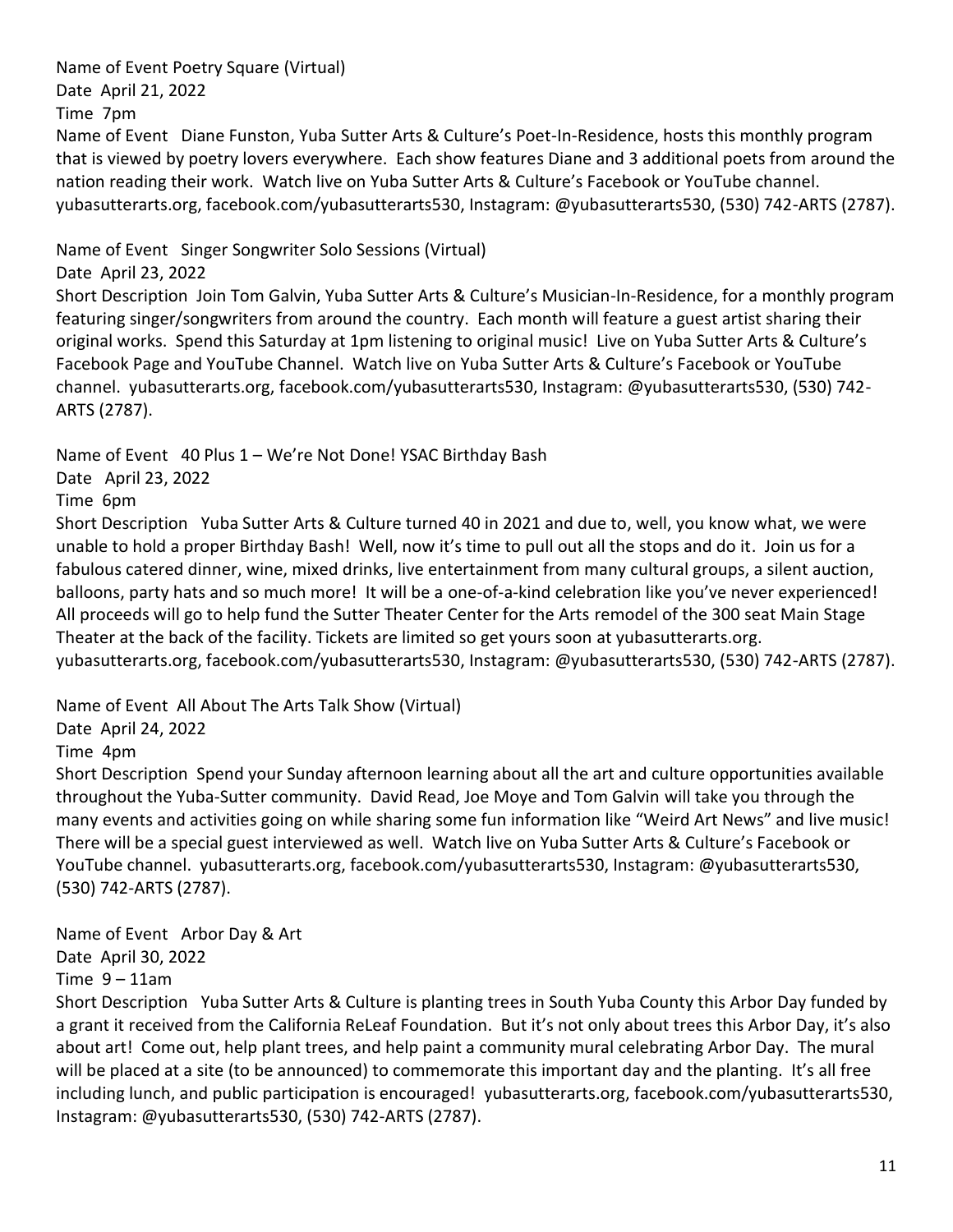Name of Event Poetry Square (Virtual)
Date April 21, 2022
Time 7pm
Name of Event Diane Funston, Yuba Sutter Arts & Culture's Poet-In-Residence, hosts this monthly program that is viewed by poetry lovers everywhere. Each show features Diane and 3 additional poets from around the nation reading their work. Watch live on Yuba Sutter Arts & Culture's Facebook or YouTube channel. yubasutterarts.org, facebook.com/yubasutterarts530, Instagram: @yubasutterarts530, (530) 742-ARTS (2787).

Name of Event Singer Songwriter Solo Sessions (Virtual)
Date April 23, 2022
Short Description Join Tom Galvin, Yuba Sutter Arts & Culture's Musician-In-Residence, for a monthly program featuring singer/songwriters from around the country. Each month will feature a guest artist sharing their original works. Spend this Saturday at 1pm listening to original music! Live on Yuba Sutter Arts & Culture's Facebook Page and YouTube Channel. Watch live on Yuba Sutter Arts & Culture's Facebook or YouTube channel. yubasutterarts.org, facebook.com/yubasutterarts530, Instagram: @yubasutterarts530, (530) 742-ARTS (2787).

Name of Event 40 Plus 1 – We're Not Done! YSAC Birthday Bash
Date April 23, 2022
Time 6pm
Short Description Yuba Sutter Arts & Culture turned 40 in 2021 and due to, well, you know what, we were unable to hold a proper Birthday Bash! Well, now it's time to pull out all the stops and do it. Join us for a fabulous catered dinner, wine, mixed drinks, live entertainment from many cultural groups, a silent auction, balloons, party hats and so much more! It will be a one-of-a-kind celebration like you've never experienced! All proceeds will go to help fund the Sutter Theater Center for the Arts remodel of the 300 seat Main Stage Theater at the back of the facility. Tickets are limited so get yours soon at yubasutterarts.org. yubasutterarts.org, facebook.com/yubasutterarts530, Instagram: @yubasutterarts530, (530) 742-ARTS (2787).

Name of Event All About The Arts Talk Show (Virtual)
Date April 24, 2022
Time 4pm
Short Description Spend your Sunday afternoon learning about all the art and culture opportunities available throughout the Yuba-Sutter community. David Read, Joe Moye and Tom Galvin will take you through the many events and activities going on while sharing some fun information like "Weird Art News" and live music! There will be a special guest interviewed as well. Watch live on Yuba Sutter Arts & Culture's Facebook or YouTube channel. yubasutterarts.org, facebook.com/yubasutterarts530, Instagram: @yubasutterarts530, (530) 742-ARTS (2787).

Name of Event Arbor Day & Art
Date April 30, 2022
Time 9 – 11am
Short Description Yuba Sutter Arts & Culture is planting trees in South Yuba County this Arbor Day funded by a grant it received from the California ReLeaf Foundation. But it's not only about trees this Arbor Day, it's also about art! Come out, help plant trees, and help paint a community mural celebrating Arbor Day. The mural will be placed at a site (to be announced) to commemorate this important day and the planting. It's all free including lunch, and public participation is encouraged! yubasutterarts.org, facebook.com/yubasutterarts530, Instagram: @yubasutterarts530, (530) 742-ARTS (2787).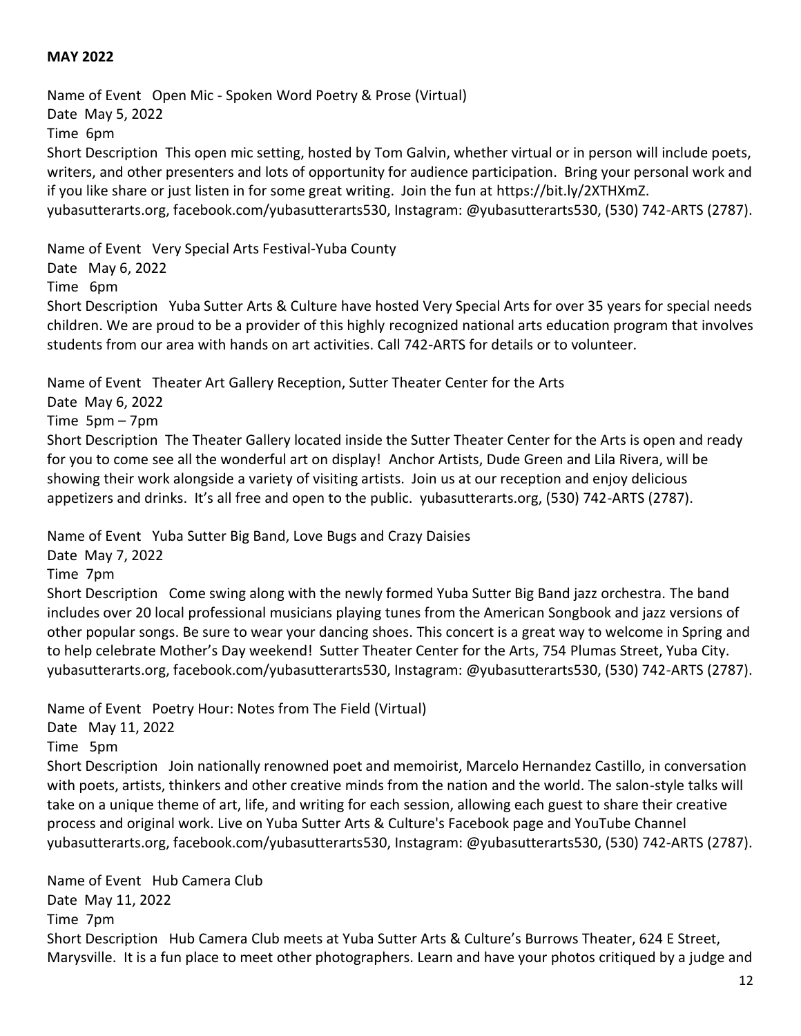**MAY 2022**

Name of Event Open Mic - Spoken Word Poetry & Prose (Virtual)
Date May 5, 2022
Time 6pm
Short Description This open mic setting, hosted by Tom Galvin, whether virtual or in person will include poets, writers, and other presenters and lots of opportunity for audience participation. Bring your personal work and if you like share or just listen in for some great writing. Join the fun at https://bit.ly/2XTHXmZ. yubasutterarts.org, facebook.com/yubasutterarts530, Instagram: @yubasutterarts530, (530) 742-ARTS (2787).

Name of Event Very Special Arts Festival-Yuba County
Date May 6, 2022
Time 6pm
Short Description Yuba Sutter Arts & Culture have hosted Very Special Arts for over 35 years for special needs children. We are proud to be a provider of this highly recognized national arts education program that involves students from our area with hands on art activities. Call 742-ARTS for details or to volunteer.

Name of Event Theater Art Gallery Reception, Sutter Theater Center for the Arts
Date May 6, 2022
Time 5pm – 7pm
Short Description The Theater Gallery located inside the Sutter Theater Center for the Arts is open and ready for you to come see all the wonderful art on display! Anchor Artists, Dude Green and Lila Rivera, will be showing their work alongside a variety of visiting artists. Join us at our reception and enjoy delicious appetizers and drinks. It's all free and open to the public. yubasutterarts.org, (530) 742-ARTS (2787).

Name of Event Yuba Sutter Big Band, Love Bugs and Crazy Daisies
Date May 7, 2022
Time 7pm
Short Description Come swing along with the newly formed Yuba Sutter Big Band jazz orchestra. The band includes over 20 local professional musicians playing tunes from the American Songbook and jazz versions of other popular songs. Be sure to wear your dancing shoes. This concert is a great way to welcome in Spring and to help celebrate Mother's Day weekend! Sutter Theater Center for the Arts, 754 Plumas Street, Yuba City. yubasutterarts.org, facebook.com/yubasutterarts530, Instagram: @yubasutterarts530, (530) 742-ARTS (2787).

Name of Event Poetry Hour: Notes from The Field (Virtual)
Date May 11, 2022
Time 5pm
Short Description Join nationally renowned poet and memoirist, Marcelo Hernandez Castillo, in conversation with poets, artists, thinkers and other creative minds from the nation and the world. The salon-style talks will take on a unique theme of art, life, and writing for each session, allowing each guest to share their creative process and original work. Live on Yuba Sutter Arts & Culture's Facebook page and YouTube Channel yubasutterarts.org, facebook.com/yubasutterarts530, Instagram: @yubasutterarts530, (530) 742-ARTS (2787).

Name of Event Hub Camera Club
Date May 11, 2022
Time 7pm
Short Description Hub Camera Club meets at Yuba Sutter Arts & Culture's Burrows Theater, 624 E Street, Marysville. It is a fun place to meet other photographers. Learn and have your photos critiqued by a judge and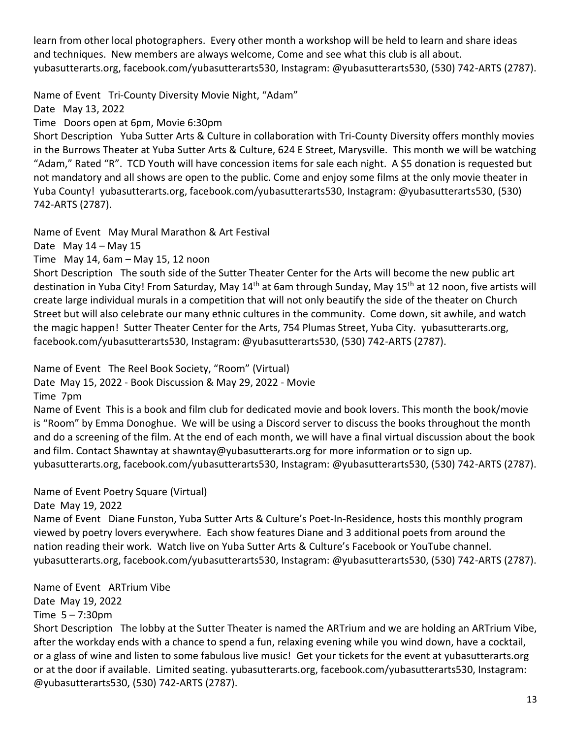learn from other local photographers. Every other month a workshop will be held to learn and share ideas and techniques. New members are always welcome, Come and see what this club is all about. yubasutterarts.org, facebook.com/yubasutterarts530, Instagram: @yubasutterarts530, (530) 742-ARTS (2787).

Name of Event Tri-County Diversity Movie Night, "Adam"
Date May 13, 2022
Time Doors open at 6pm, Movie 6:30pm
Short Description Yuba Sutter Arts & Culture in collaboration with Tri-County Diversity offers monthly movies in the Burrows Theater at Yuba Sutter Arts & Culture, 624 E Street, Marysville. This month we will be watching "Adam," Rated "R". TCD Youth will have concession items for sale each night. A $5 donation is requested but not mandatory and all shows are open to the public. Come and enjoy some films at the only movie theater in Yuba County! yubasutterarts.org, facebook.com/yubasutterarts530, Instagram: @yubasutterarts530, (530) 742-ARTS (2787).

Name of Event May Mural Marathon & Art Festival
Date May 14 – May 15
Time May 14, 6am – May 15, 12 noon
Short Description The south side of the Sutter Theater Center for the Arts will become the new public art destination in Yuba City! From Saturday, May 14th at 6am through Sunday, May 15th at 12 noon, five artists will create large individual murals in a competition that will not only beautify the side of the theater on Church Street but will also celebrate our many ethnic cultures in the community. Come down, sit awhile, and watch the magic happen! Sutter Theater Center for the Arts, 754 Plumas Street, Yuba City. yubasutterarts.org, facebook.com/yubasutterarts530, Instagram: @yubasutterarts530, (530) 742-ARTS (2787).

Name of Event The Reel Book Society, "Room" (Virtual)
Date May 15, 2022 - Book Discussion & May 29, 2022 - Movie
Time 7pm
Name of Event This is a book and film club for dedicated movie and book lovers. This month the book/movie is "Room" by Emma Donoghue. We will be using a Discord server to discuss the books throughout the month and do a screening of the film. At the end of each month, we will have a final virtual discussion about the book and film. Contact Shawntay at shawntay@yubasutterarts.org for more information or to sign up. yubasutterarts.org, facebook.com/yubasutterarts530, Instagram: @yubasutterarts530, (530) 742-ARTS (2787).

Name of Event Poetry Square (Virtual)
Date May 19, 2022
Name of Event Diane Funston, Yuba Sutter Arts & Culture's Poet-In-Residence, hosts this monthly program viewed by poetry lovers everywhere. Each show features Diane and 3 additional poets from around the nation reading their work. Watch live on Yuba Sutter Arts & Culture's Facebook or YouTube channel. yubasutterarts.org, facebook.com/yubasutterarts530, Instagram: @yubasutterarts530, (530) 742-ARTS (2787).

Name of Event ARTrium Vibe
Date May 19, 2022
Time 5 – 7:30pm
Short Description The lobby at the Sutter Theater is named the ARTrium and we are holding an ARTrium Vibe, after the workday ends with a chance to spend a fun, relaxing evening while you wind down, have a cocktail, or a glass of wine and listen to some fabulous live music! Get your tickets for the event at yubasutterarts.org or at the door if available. Limited seating. yubasutterarts.org, facebook.com/yubasutterarts530, Instagram: @yubasutterarts530, (530) 742-ARTS (2787).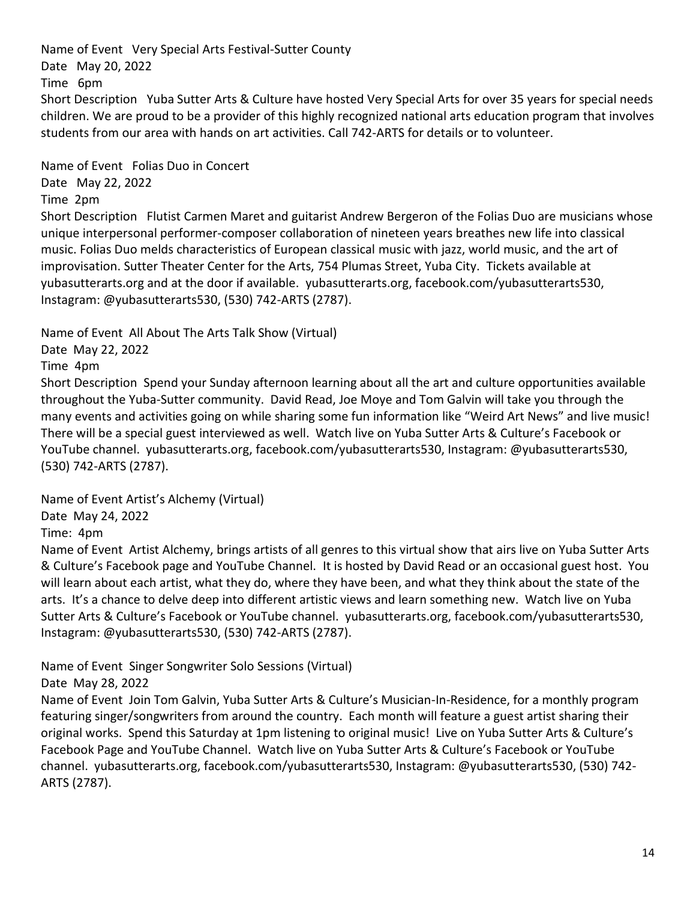Name of Event Very Special Arts Festival-Sutter County
Date May 20, 2022
Time 6pm
Short Description Yuba Sutter Arts & Culture have hosted Very Special Arts for over 35 years for special needs children. We are proud to be a provider of this highly recognized national arts education program that involves students from our area with hands on art activities. Call 742-ARTS for details or to volunteer.

Name of Event Folias Duo in Concert
Date May 22, 2022
Time 2pm
Short Description Flutist Carmen Maret and guitarist Andrew Bergeron of the Folias Duo are musicians whose unique interpersonal performer-composer collaboration of nineteen years breathes new life into classical music. Folias Duo melds characteristics of European classical music with jazz, world music, and the art of improvisation. Sutter Theater Center for the Arts, 754 Plumas Street, Yuba City. Tickets available at yubasutterarts.org and at the door if available. yubasutterarts.org, facebook.com/yubasutterarts530, Instagram: @yubasutterarts530, (530) 742-ARTS (2787).

Name of Event All About The Arts Talk Show (Virtual)
Date May 22, 2022
Time 4pm
Short Description Spend your Sunday afternoon learning about all the art and culture opportunities available throughout the Yuba-Sutter community. David Read, Joe Moye and Tom Galvin will take you through the many events and activities going on while sharing some fun information like "Weird Art News" and live music! There will be a special guest interviewed as well. Watch live on Yuba Sutter Arts & Culture's Facebook or YouTube channel. yubasutterarts.org, facebook.com/yubasutterarts530, Instagram: @yubasutterarts530, (530) 742-ARTS (2787).

Name of Event Artist's Alchemy (Virtual)
Date May 24, 2022
Time: 4pm
Name of Event Artist Alchemy, brings artists of all genres to this virtual show that airs live on Yuba Sutter Arts & Culture's Facebook page and YouTube Channel. It is hosted by David Read or an occasional guest host. You will learn about each artist, what they do, where they have been, and what they think about the state of the arts. It's a chance to delve deep into different artistic views and learn something new. Watch live on Yuba Sutter Arts & Culture's Facebook or YouTube channel. yubasutterarts.org, facebook.com/yubasutterarts530, Instagram: @yubasutterarts530, (530) 742-ARTS (2787).

Name of Event Singer Songwriter Solo Sessions (Virtual)
Date May 28, 2022
Name of Event Join Tom Galvin, Yuba Sutter Arts & Culture's Musician-In-Residence, for a monthly program featuring singer/songwriters from around the country. Each month will feature a guest artist sharing their original works. Spend this Saturday at 1pm listening to original music! Live on Yuba Sutter Arts & Culture's Facebook Page and YouTube Channel. Watch live on Yuba Sutter Arts & Culture's Facebook or YouTube channel. yubasutterarts.org, facebook.com/yubasutterarts530, Instagram: @yubasutterarts530, (530) 742-ARTS (2787).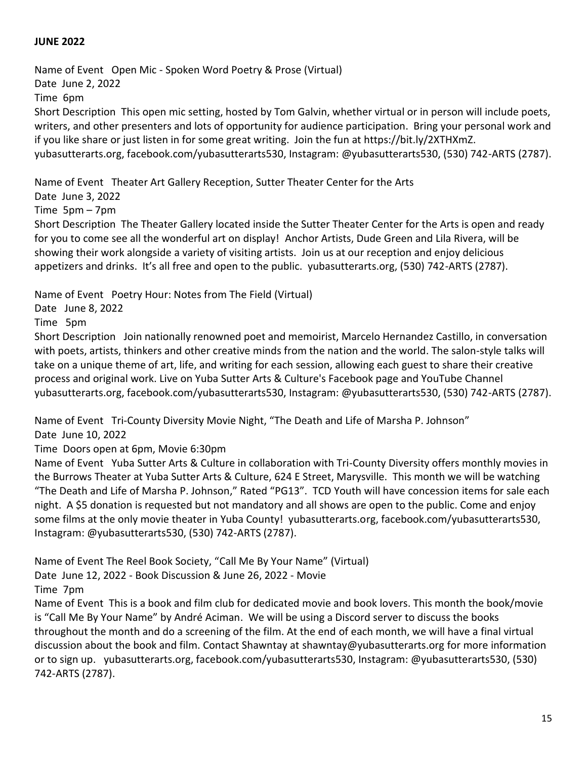**JUNE 2022**

Name of Event Open Mic - Spoken Word Poetry & Prose (Virtual)
Date June 2, 2022
Time 6pm
Short Description This open mic setting, hosted by Tom Galvin, whether virtual or in person will include poets, writers, and other presenters and lots of opportunity for audience participation. Bring your personal work and if you like share or just listen in for some great writing. Join the fun at https://bit.ly/2XTHXmZ. yubasutterarts.org, facebook.com/yubasutterarts530, Instagram: @yubasutterarts530, (530) 742-ARTS (2787).

Name of Event Theater Art Gallery Reception, Sutter Theater Center for the Arts
Date June 3, 2022
Time 5pm – 7pm
Short Description The Theater Gallery located inside the Sutter Theater Center for the Arts is open and ready for you to come see all the wonderful art on display! Anchor Artists, Dude Green and Lila Rivera, will be showing their work alongside a variety of visiting artists. Join us at our reception and enjoy delicious appetizers and drinks. It's all free and open to the public. yubasutterarts.org, (530) 742-ARTS (2787).

Name of Event Poetry Hour: Notes from The Field (Virtual)
Date June 8, 2022
Time 5pm
Short Description Join nationally renowned poet and memoirist, Marcelo Hernandez Castillo, in conversation with poets, artists, thinkers and other creative minds from the nation and the world. The salon-style talks will take on a unique theme of art, life, and writing for each session, allowing each guest to share their creative process and original work. Live on Yuba Sutter Arts & Culture's Facebook page and YouTube Channel yubasutterarts.org, facebook.com/yubasutterarts530, Instagram: @yubasutterarts530, (530) 742-ARTS (2787).

Name of Event Tri-County Diversity Movie Night, "The Death and Life of Marsha P. Johnson"
Date June 10, 2022
Time Doors open at 6pm, Movie 6:30pm
Name of Event Yuba Sutter Arts & Culture in collaboration with Tri-County Diversity offers monthly movies in the Burrows Theater at Yuba Sutter Arts & Culture, 624 E Street, Marysville. This month we will be watching "The Death and Life of Marsha P. Johnson," Rated "PG13". TCD Youth will have concession items for sale each night. A $5 donation is requested but not mandatory and all shows are open to the public. Come and enjoy some films at the only movie theater in Yuba County! yubasutterarts.org, facebook.com/yubasutterarts530, Instagram: @yubasutterarts530, (530) 742-ARTS (2787).

Name of Event The Reel Book Society, "Call Me By Your Name" (Virtual)
Date June 12, 2022 - Book Discussion & June 26, 2022 - Movie
Time 7pm
Name of Event This is a book and film club for dedicated movie and book lovers. This month the book/movie is "Call Me By Your Name" by André Aciman. We will be using a Discord server to discuss the books throughout the month and do a screening of the film. At the end of each month, we will have a final virtual discussion about the book and film. Contact Shawntay at shawntay@yubasutterarts.org for more information or to sign up. yubasutterarts.org, facebook.com/yubasutterarts530, Instagram: @yubasutterarts530, (530) 742-ARTS (2787).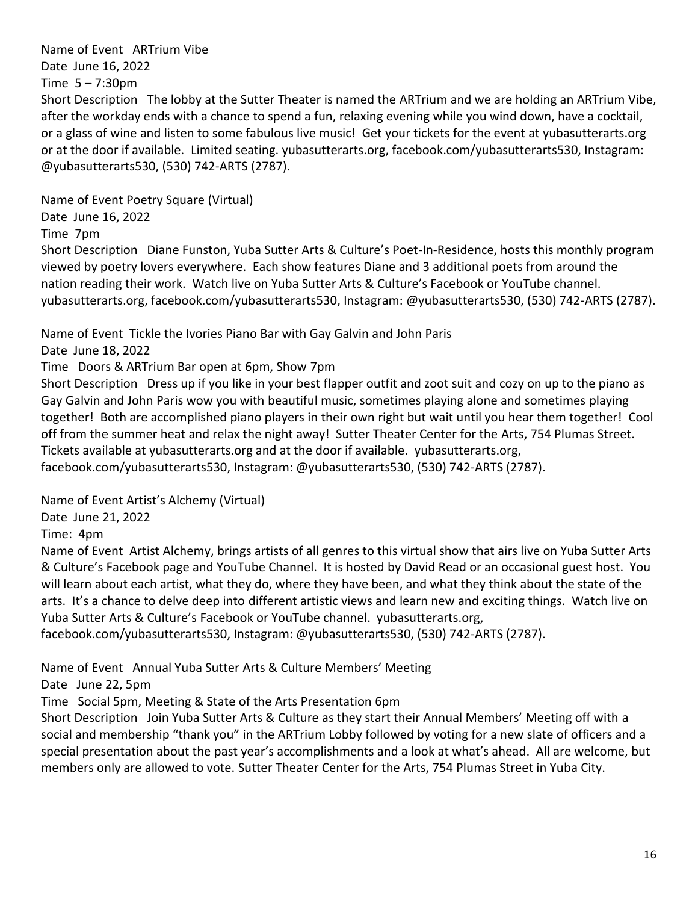Name of Event ARTrium Vibe
Date June 16, 2022
Time 5 – 7:30pm
Short Description The lobby at the Sutter Theater is named the ARTrium and we are holding an ARTrium Vibe, after the workday ends with a chance to spend a fun, relaxing evening while you wind down, have a cocktail, or a glass of wine and listen to some fabulous live music! Get your tickets for the event at yubasutterarts.org or at the door if available. Limited seating. yubasutterarts.org, facebook.com/yubasutterarts530, Instagram: @yubasutterarts530, (530) 742-ARTS (2787).

Name of Event Poetry Square (Virtual)
Date June 16, 2022
Time 7pm
Short Description Diane Funston, Yuba Sutter Arts & Culture's Poet-In-Residence, hosts this monthly program viewed by poetry lovers everywhere. Each show features Diane and 3 additional poets from around the nation reading their work. Watch live on Yuba Sutter Arts & Culture's Facebook or YouTube channel. yubasutterarts.org, facebook.com/yubasutterarts530, Instagram: @yubasutterarts530, (530) 742-ARTS (2787).

Name of Event Tickle the Ivories Piano Bar with Gay Galvin and John Paris
Date June 18, 2022
Time Doors & ARTrium Bar open at 6pm, Show 7pm
Short Description Dress up if you like in your best flapper outfit and zoot suit and cozy on up to the piano as Gay Galvin and John Paris wow you with beautiful music, sometimes playing alone and sometimes playing together! Both are accomplished piano players in their own right but wait until you hear them together! Cool off from the summer heat and relax the night away! Sutter Theater Center for the Arts, 754 Plumas Street. Tickets available at yubasutterarts.org and at the door if available. yubasutterarts.org, facebook.com/yubasutterarts530, Instagram: @yubasutterarts530, (530) 742-ARTS (2787).

Name of Event Artist's Alchemy (Virtual)
Date June 21, 2022
Time: 4pm
Name of Event Artist Alchemy, brings artists of all genres to this virtual show that airs live on Yuba Sutter Arts & Culture's Facebook page and YouTube Channel. It is hosted by David Read or an occasional guest host. You will learn about each artist, what they do, where they have been, and what they think about the state of the arts. It's a chance to delve deep into different artistic views and learn new and exciting things. Watch live on Yuba Sutter Arts & Culture's Facebook or YouTube channel. yubasutterarts.org, facebook.com/yubasutterarts530, Instagram: @yubasutterarts530, (530) 742-ARTS (2787).

Name of Event Annual Yuba Sutter Arts & Culture Members' Meeting
Date June 22, 5pm
Time Social 5pm, Meeting & State of the Arts Presentation 6pm
Short Description Join Yuba Sutter Arts & Culture as they start their Annual Members' Meeting off with a social and membership "thank you" in the ARTrium Lobby followed by voting for a new slate of officers and a special presentation about the past year's accomplishments and a look at what's ahead. All are welcome, but members only are allowed to vote. Sutter Theater Center for the Arts, 754 Plumas Street in Yuba City.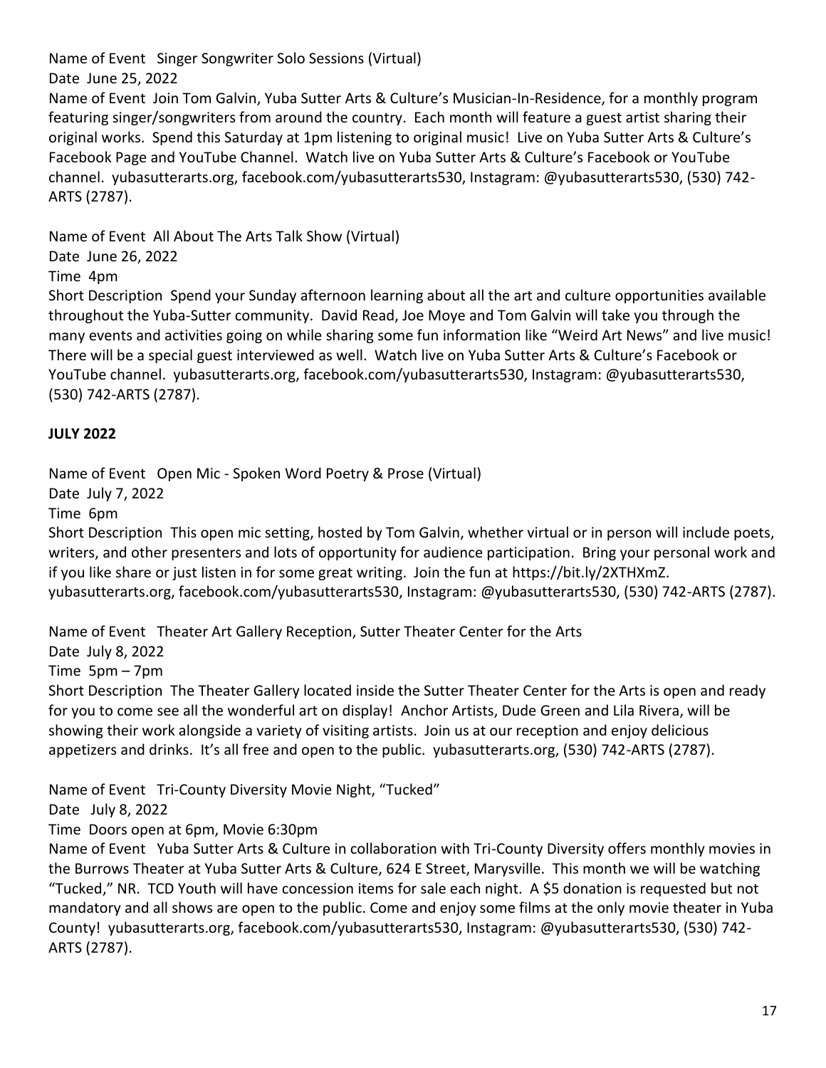Name of Event Singer Songwriter Solo Sessions (Virtual)
Date June 25, 2022
Name of Event Join Tom Galvin, Yuba Sutter Arts & Culture's Musician-In-Residence, for a monthly program featuring singer/songwriters from around the country. Each month will feature a guest artist sharing their original works. Spend this Saturday at 1pm listening to original music! Live on Yuba Sutter Arts & Culture's Facebook Page and YouTube Channel. Watch live on Yuba Sutter Arts & Culture's Facebook or YouTube channel. yubasutterarts.org, facebook.com/yubasutterarts530, Instagram: @yubasutterarts530, (530) 742-ARTS (2787).

Name of Event All About The Arts Talk Show (Virtual)
Date June 26, 2022
Time 4pm
Short Description Spend your Sunday afternoon learning about all the art and culture opportunities available throughout the Yuba-Sutter community. David Read, Joe Moye and Tom Galvin will take you through the many events and activities going on while sharing some fun information like "Weird Art News" and live music! There will be a special guest interviewed as well. Watch live on Yuba Sutter Arts & Culture's Facebook or YouTube channel. yubasutterarts.org, facebook.com/yubasutterarts530, Instagram: @yubasutterarts530, (530) 742-ARTS (2787).

**JULY 2022**

Name of Event Open Mic - Spoken Word Poetry & Prose (Virtual)
Date July 7, 2022
Time 6pm
Short Description This open mic setting, hosted by Tom Galvin, whether virtual or in person will include poets, writers, and other presenters and lots of opportunity for audience participation. Bring your personal work and if you like share or just listen in for some great writing. Join the fun at https://bit.ly/2XTHXmZ.
yubasutterarts.org, facebook.com/yubasutterarts530, Instagram: @yubasutterarts530, (530) 742-ARTS (2787).

Name of Event Theater Art Gallery Reception, Sutter Theater Center for the Arts
Date July 8, 2022
Time 5pm – 7pm
Short Description The Theater Gallery located inside the Sutter Theater Center for the Arts is open and ready for you to come see all the wonderful art on display! Anchor Artists, Dude Green and Lila Rivera, will be showing their work alongside a variety of visiting artists. Join us at our reception and enjoy delicious appetizers and drinks. It's all free and open to the public. yubasutterarts.org, (530) 742-ARTS (2787).

Name of Event Tri-County Diversity Movie Night, "Tucked"
Date July 8, 2022
Time Doors open at 6pm, Movie 6:30pm
Name of Event Yuba Sutter Arts & Culture in collaboration with Tri-County Diversity offers monthly movies in the Burrows Theater at Yuba Sutter Arts & Culture, 624 E Street, Marysville. This month we will be watching "Tucked," NR. TCD Youth will have concession items for sale each night. A $5 donation is requested but not mandatory and all shows are open to the public. Come and enjoy some films at the only movie theater in Yuba County! yubasutterarts.org, facebook.com/yubasutterarts530, Instagram: @yubasutterarts530, (530) 742-ARTS (2787).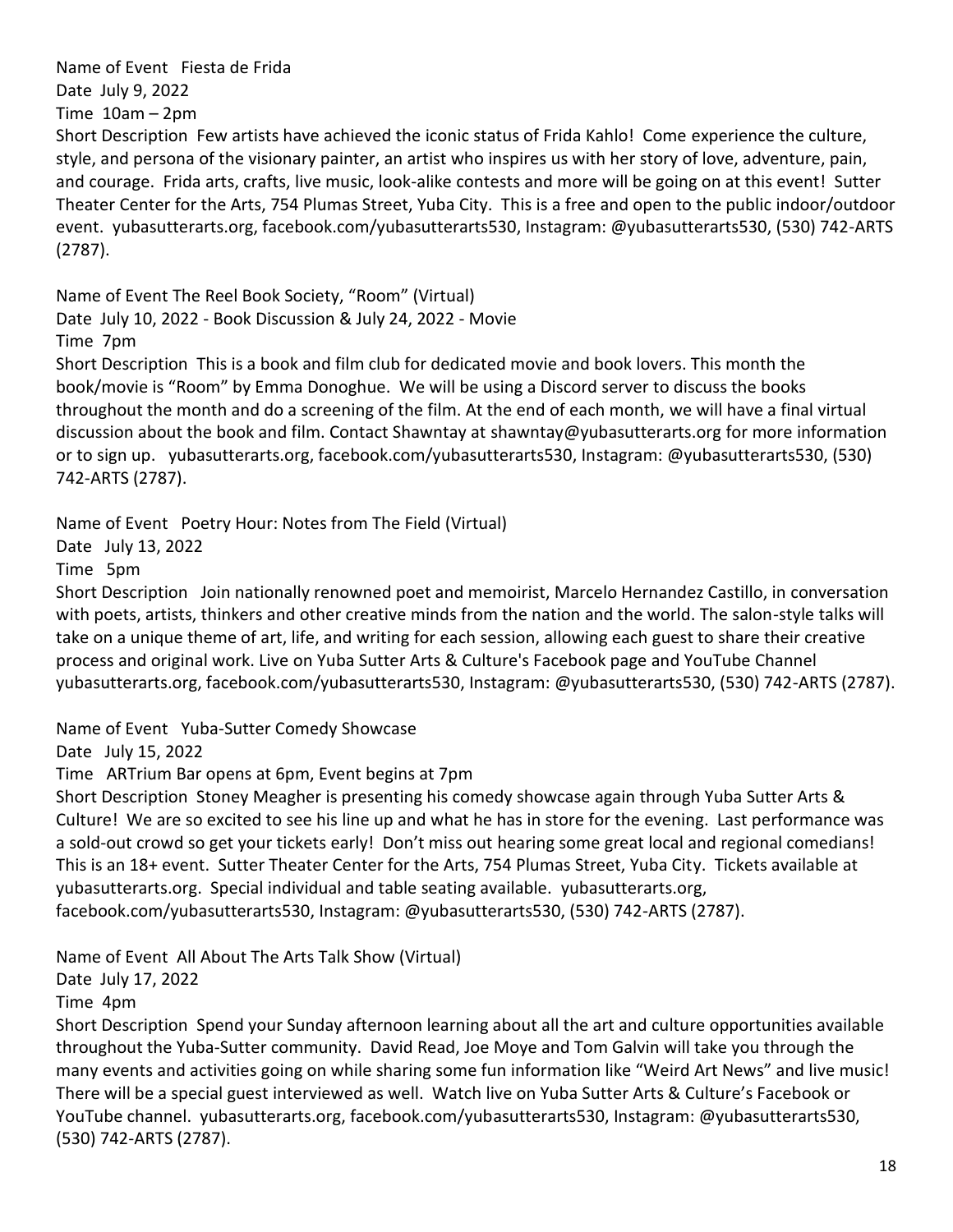Name of Event Fiesta de Frida
Date July 9, 2022
Time 10am – 2pm
Short Description Few artists have achieved the iconic status of Frida Kahlo! Come experience the culture, style, and persona of the visionary painter, an artist who inspires us with her story of love, adventure, pain, and courage. Frida arts, crafts, live music, look-alike contests and more will be going on at this event! Sutter Theater Center for the Arts, 754 Plumas Street, Yuba City. This is a free and open to the public indoor/outdoor event. yubasutterarts.org, facebook.com/yubasutterarts530, Instagram: @yubasutterarts530, (530) 742-ARTS (2787).

Name of Event The Reel Book Society, "Room" (Virtual)
Date July 10, 2022 - Book Discussion & July 24, 2022 - Movie
Time 7pm
Short Description This is a book and film club for dedicated movie and book lovers. This month the book/movie is "Room" by Emma Donoghue. We will be using a Discord server to discuss the books throughout the month and do a screening of the film. At the end of each month, we will have a final virtual discussion about the book and film. Contact Shawntay at shawntay@yubasutterarts.org for more information or to sign up. yubasutterarts.org, facebook.com/yubasutterarts530, Instagram: @yubasutterarts530, (530) 742-ARTS (2787).

Name of Event Poetry Hour: Notes from The Field (Virtual)
Date July 13, 2022
Time 5pm
Short Description Join nationally renowned poet and memoirist, Marcelo Hernandez Castillo, in conversation with poets, artists, thinkers and other creative minds from the nation and the world. The salon-style talks will take on a unique theme of art, life, and writing for each session, allowing each guest to share their creative process and original work. Live on Yuba Sutter Arts & Culture's Facebook page and YouTube Channel yubasutterarts.org, facebook.com/yubasutterarts530, Instagram: @yubasutterarts530, (530) 742-ARTS (2787).

Name of Event Yuba-Sutter Comedy Showcase
Date July 15, 2022
Time ARTrium Bar opens at 6pm, Event begins at 7pm
Short Description Stoney Meagher is presenting his comedy showcase again through Yuba Sutter Arts & Culture! We are so excited to see his line up and what he has in store for the evening. Last performance was a sold-out crowd so get your tickets early! Don't miss out hearing some great local and regional comedians! This is an 18+ event. Sutter Theater Center for the Arts, 754 Plumas Street, Yuba City. Tickets available at yubasutterarts.org. Special individual and table seating available. yubasutterarts.org, facebook.com/yubasutterarts530, Instagram: @yubasutterarts530, (530) 742-ARTS (2787).

Name of Event All About The Arts Talk Show (Virtual)
Date July 17, 2022
Time 4pm
Short Description Spend your Sunday afternoon learning about all the art and culture opportunities available throughout the Yuba-Sutter community. David Read, Joe Moye and Tom Galvin will take you through the many events and activities going on while sharing some fun information like "Weird Art News" and live music! There will be a special guest interviewed as well. Watch live on Yuba Sutter Arts & Culture's Facebook or YouTube channel. yubasutterarts.org, facebook.com/yubasutterarts530, Instagram: @yubasutterarts530, (530) 742-ARTS (2787).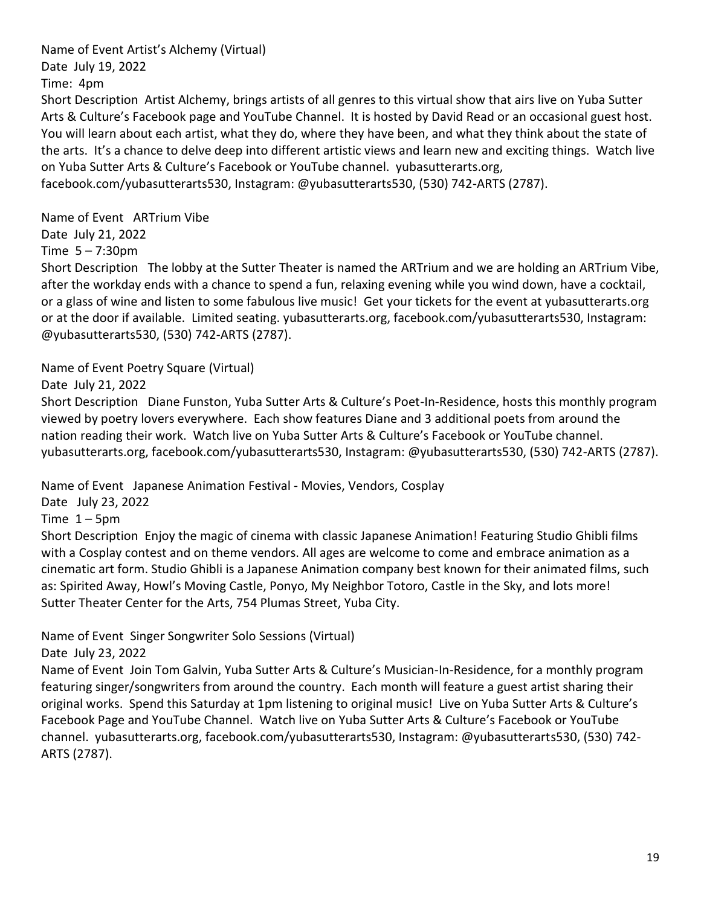Name of Event Artist's Alchemy (Virtual)
Date July 19, 2022
Time: 4pm
Short Description Artist Alchemy, brings artists of all genres to this virtual show that airs live on Yuba Sutter Arts & Culture's Facebook page and YouTube Channel. It is hosted by David Read or an occasional guest host. You will learn about each artist, what they do, where they have been, and what they think about the state of the arts. It's a chance to delve deep into different artistic views and learn new and exciting things. Watch live on Yuba Sutter Arts & Culture's Facebook or YouTube channel. yubasutterarts.org, facebook.com/yubasutterarts530, Instagram: @yubasutterarts530, (530) 742-ARTS (2787).

Name of Event ARTrium Vibe
Date July 21, 2022
Time 5 – 7:30pm
Short Description The lobby at the Sutter Theater is named the ARTrium and we are holding an ARTrium Vibe, after the workday ends with a chance to spend a fun, relaxing evening while you wind down, have a cocktail, or a glass of wine and listen to some fabulous live music! Get your tickets for the event at yubasutterarts.org or at the door if available. Limited seating. yubasutterarts.org, facebook.com/yubasutterarts530, Instagram: @yubasutterarts530, (530) 742-ARTS (2787).

Name of Event Poetry Square (Virtual)
Date July 21, 2022
Short Description Diane Funston, Yuba Sutter Arts & Culture's Poet-In-Residence, hosts this monthly program viewed by poetry lovers everywhere. Each show features Diane and 3 additional poets from around the nation reading their work. Watch live on Yuba Sutter Arts & Culture's Facebook or YouTube channel. yubasutterarts.org, facebook.com/yubasutterarts530, Instagram: @yubasutterarts530, (530) 742-ARTS (2787).

Name of Event Japanese Animation Festival - Movies, Vendors, Cosplay
Date July 23, 2022
Time 1 – 5pm
Short Description Enjoy the magic of cinema with classic Japanese Animation! Featuring Studio Ghibli films with a Cosplay contest and on theme vendors. All ages are welcome to come and embrace animation as a cinematic art form. Studio Ghibli is a Japanese Animation company best known for their animated films, such as: Spirited Away, Howl's Moving Castle, Ponyo, My Neighbor Totoro, Castle in the Sky, and lots more! Sutter Theater Center for the Arts, 754 Plumas Street, Yuba City.

Name of Event Singer Songwriter Solo Sessions (Virtual)
Date July 23, 2022
Name of Event Join Tom Galvin, Yuba Sutter Arts & Culture's Musician-In-Residence, for a monthly program featuring singer/songwriters from around the country. Each month will feature a guest artist sharing their original works. Spend this Saturday at 1pm listening to original music! Live on Yuba Sutter Arts & Culture's Facebook Page and YouTube Channel. Watch live on Yuba Sutter Arts & Culture's Facebook or YouTube channel. yubasutterarts.org, facebook.com/yubasutterarts530, Instagram: @yubasutterarts530, (530) 742-ARTS (2787).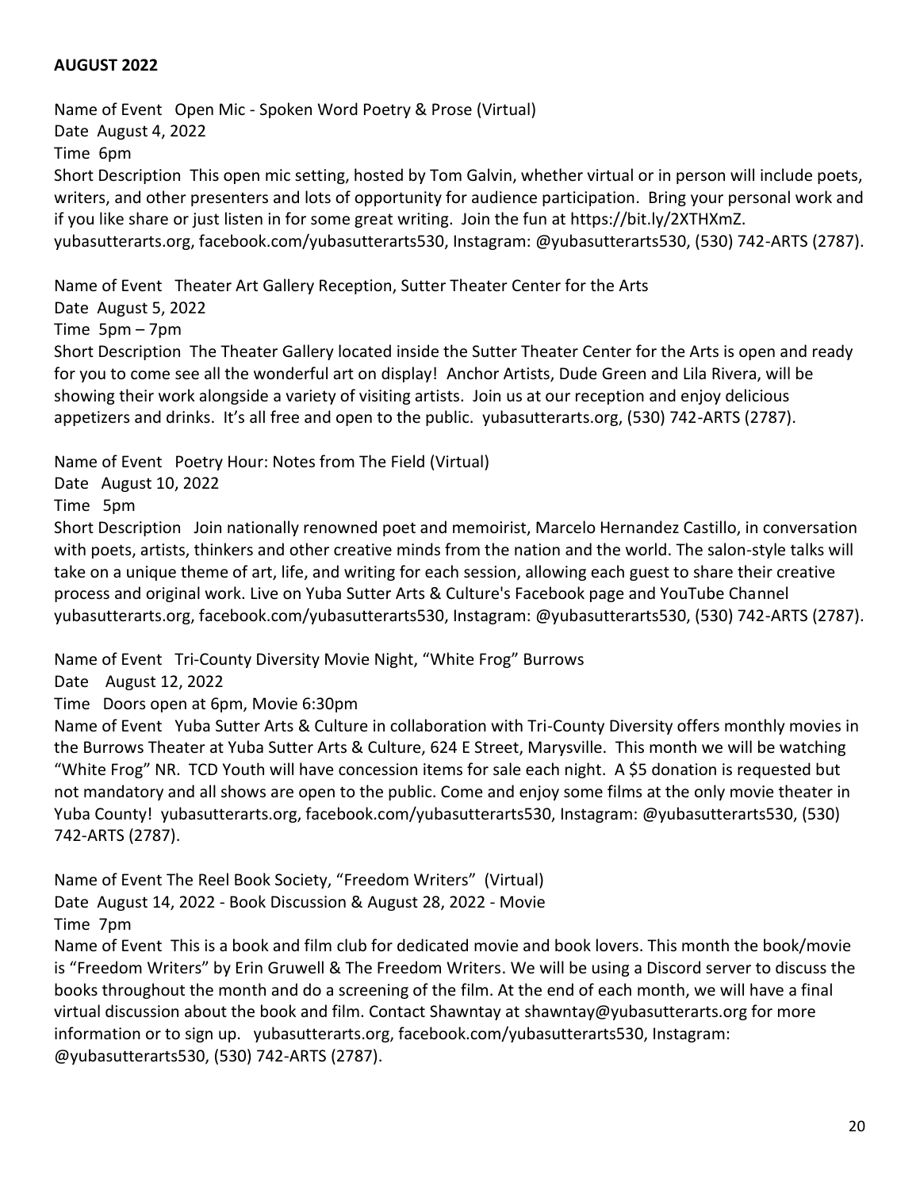**AUGUST 2022**

Name of Event Open Mic - Spoken Word Poetry & Prose (Virtual)
Date August 4, 2022
Time 6pm
Short Description This open mic setting, hosted by Tom Galvin, whether virtual or in person will include poets, writers, and other presenters and lots of opportunity for audience participation. Bring your personal work and if you like share or just listen in for some great writing. Join the fun at https://bit.ly/2XTHXmZ. yubasutterarts.org, facebook.com/yubasutterarts530, Instagram: @yubasutterarts530, (530) 742-ARTS (2787).

Name of Event Theater Art Gallery Reception, Sutter Theater Center for the Arts
Date August 5, 2022
Time 5pm – 7pm
Short Description The Theater Gallery located inside the Sutter Theater Center for the Arts is open and ready for you to come see all the wonderful art on display! Anchor Artists, Dude Green and Lila Rivera, will be showing their work alongside a variety of visiting artists. Join us at our reception and enjoy delicious appetizers and drinks. It's all free and open to the public. yubasutterarts.org, (530) 742-ARTS (2787).

Name of Event Poetry Hour: Notes from The Field (Virtual)
Date August 10, 2022
Time 5pm
Short Description Join nationally renowned poet and memoirist, Marcelo Hernandez Castillo, in conversation with poets, artists, thinkers and other creative minds from the nation and the world. The salon-style talks will take on a unique theme of art, life, and writing for each session, allowing each guest to share their creative process and original work. Live on Yuba Sutter Arts & Culture's Facebook page and YouTube Channel yubasutterarts.org, facebook.com/yubasutterarts530, Instagram: @yubasutterarts530, (530) 742-ARTS (2787).

Name of Event Tri-County Diversity Movie Night, "White Frog" Burrows
Date August 12, 2022
Time Doors open at 6pm, Movie 6:30pm
Name of Event Yuba Sutter Arts & Culture in collaboration with Tri-County Diversity offers monthly movies in the Burrows Theater at Yuba Sutter Arts & Culture, 624 E Street, Marysville. This month we will be watching "White Frog" NR. TCD Youth will have concession items for sale each night. A $5 donation is requested but not mandatory and all shows are open to the public. Come and enjoy some films at the only movie theater in Yuba County! yubasutterarts.org, facebook.com/yubasutterarts530, Instagram: @yubasutterarts530, (530) 742-ARTS (2787).

Name of Event The Reel Book Society, "Freedom Writers" (Virtual)
Date August 14, 2022 - Book Discussion & August 28, 2022 - Movie
Time 7pm
Name of Event This is a book and film club for dedicated movie and book lovers. This month the book/movie is "Freedom Writers" by Erin Gruwell & The Freedom Writers. We will be using a Discord server to discuss the books throughout the month and do a screening of the film. At the end of each month, we will have a final virtual discussion about the book and film. Contact Shawntay at shawntay@yubasutterarts.org for more information or to sign up. yubasutterarts.org, facebook.com/yubasutterarts530, Instagram: @yubasutterarts530, (530) 742-ARTS (2787).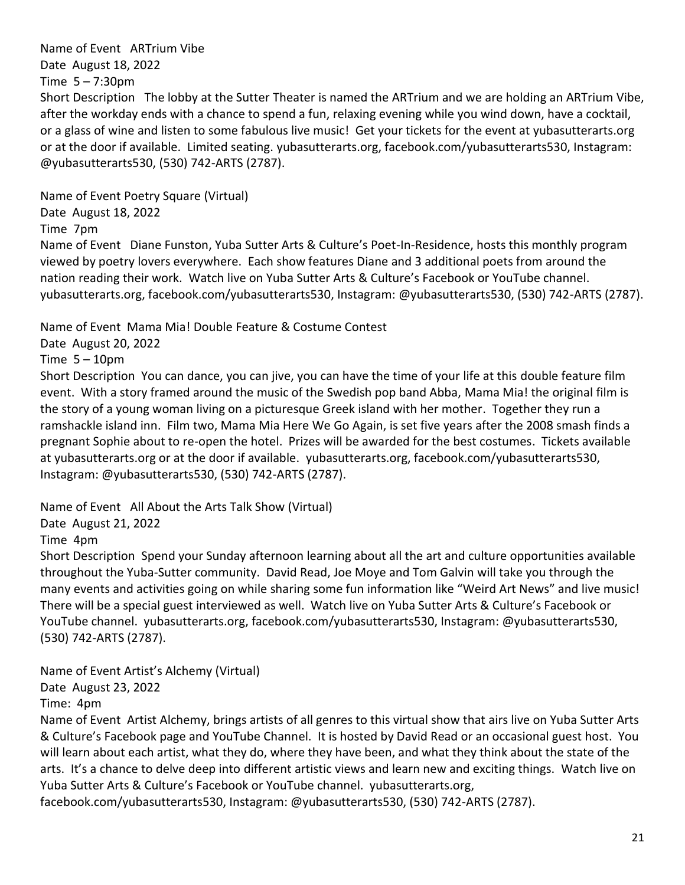Name of Event ARTrium Vibe
Date August 18, 2022
Time 5 – 7:30pm
Short Description The lobby at the Sutter Theater is named the ARTrium and we are holding an ARTrium Vibe, after the workday ends with a chance to spend a fun, relaxing evening while you wind down, have a cocktail, or a glass of wine and listen to some fabulous live music! Get your tickets for the event at yubasutterarts.org or at the door if available. Limited seating. yubasutterarts.org, facebook.com/yubasutterarts530, Instagram: @yubasutterarts530, (530) 742-ARTS (2787).

Name of Event Poetry Square (Virtual)
Date August 18, 2022
Time 7pm
Name of Event Diane Funston, Yuba Sutter Arts & Culture's Poet-In-Residence, hosts this monthly program viewed by poetry lovers everywhere. Each show features Diane and 3 additional poets from around the nation reading their work. Watch live on Yuba Sutter Arts & Culture's Facebook or YouTube channel. yubasutterarts.org, facebook.com/yubasutterarts530, Instagram: @yubasutterarts530, (530) 742-ARTS (2787).

Name of Event Mama Mia! Double Feature & Costume Contest
Date August 20, 2022
Time 5 – 10pm
Short Description You can dance, you can jive, you can have the time of your life at this double feature film event. With a story framed around the music of the Swedish pop band Abba, Mama Mia! the original film is the story of a young woman living on a picturesque Greek island with her mother. Together they run a ramshackle island inn. Film two, Mama Mia Here We Go Again, is set five years after the 2008 smash finds a pregnant Sophie about to re-open the hotel. Prizes will be awarded for the best costumes. Tickets available at yubasutterarts.org or at the door if available. yubasutterarts.org, facebook.com/yubasutterarts530, Instagram: @yubasutterarts530, (530) 742-ARTS (2787).

Name of Event All About the Arts Talk Show (Virtual)
Date August 21, 2022
Time 4pm
Short Description Spend your Sunday afternoon learning about all the art and culture opportunities available throughout the Yuba-Sutter community. David Read, Joe Moye and Tom Galvin will take you through the many events and activities going on while sharing some fun information like "Weird Art News" and live music! There will be a special guest interviewed as well. Watch live on Yuba Sutter Arts & Culture's Facebook or YouTube channel. yubasutterarts.org, facebook.com/yubasutterarts530, Instagram: @yubasutterarts530, (530) 742-ARTS (2787).

Name of Event Artist's Alchemy (Virtual)
Date August 23, 2022
Time: 4pm
Name of Event Artist Alchemy, brings artists of all genres to this virtual show that airs live on Yuba Sutter Arts & Culture's Facebook page and YouTube Channel. It is hosted by David Read or an occasional guest host. You will learn about each artist, what they do, where they have been, and what they think about the state of the arts. It's a chance to delve deep into different artistic views and learn new and exciting things. Watch live on Yuba Sutter Arts & Culture's Facebook or YouTube channel. yubasutterarts.org, facebook.com/yubasutterarts530, Instagram: @yubasutterarts530, (530) 742-ARTS (2787).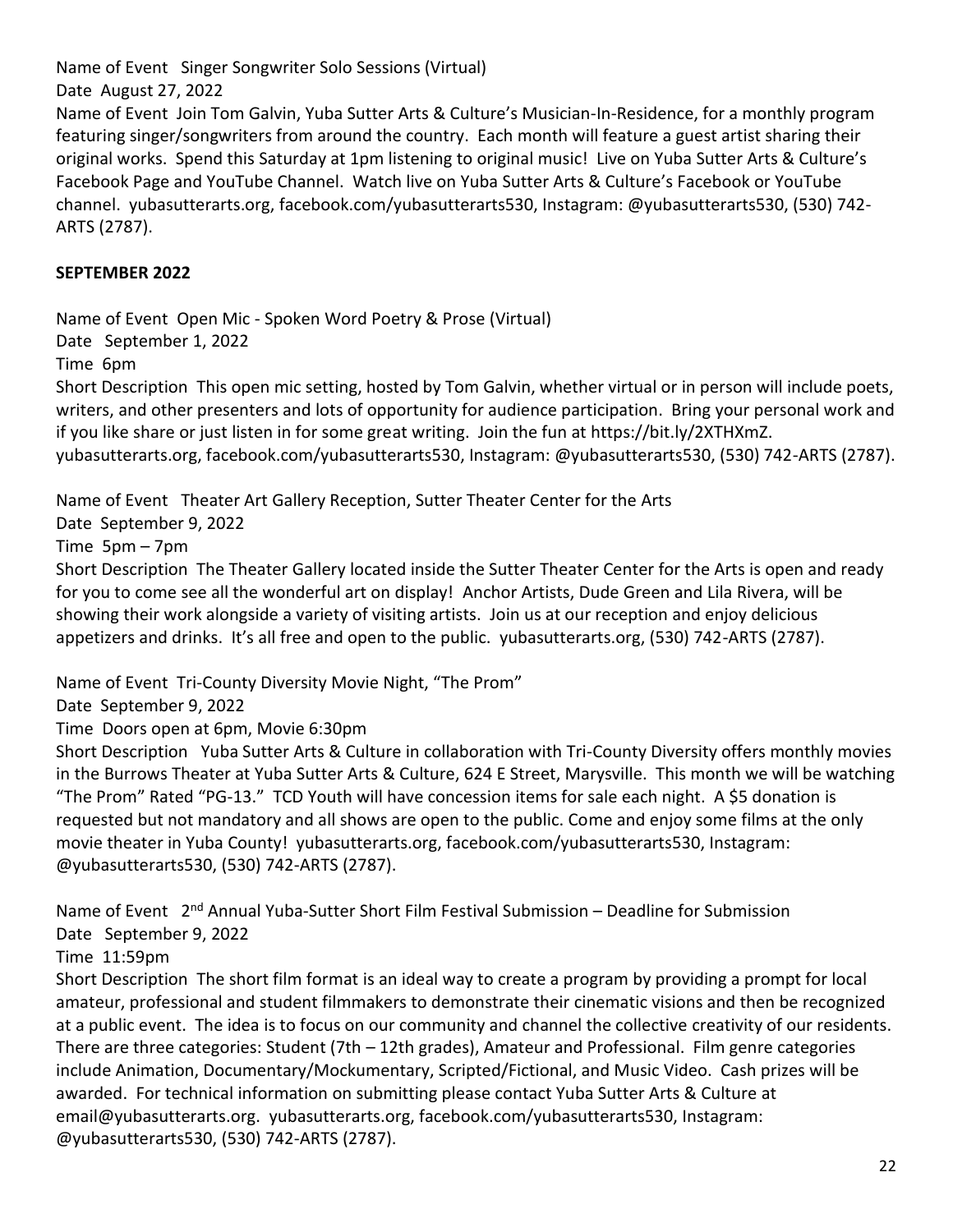Name of Event Singer Songwriter Solo Sessions (Virtual)
Date August 27, 2022
Name of Event Join Tom Galvin, Yuba Sutter Arts & Culture's Musician-In-Residence, for a monthly program featuring singer/songwriters from around the country. Each month will feature a guest artist sharing their original works. Spend this Saturday at 1pm listening to original music! Live on Yuba Sutter Arts & Culture's Facebook Page and YouTube Channel. Watch live on Yuba Sutter Arts & Culture's Facebook or YouTube channel. yubasutterarts.org, facebook.com/yubasutterarts530, Instagram: @yubasutterarts530, (530) 742-ARTS (2787).

**SEPTEMBER 2022**

Name of Event Open Mic - Spoken Word Poetry & Prose (Virtual)
Date September 1, 2022
Time 6pm
Short Description This open mic setting, hosted by Tom Galvin, whether virtual or in person will include poets, writers, and other presenters and lots of opportunity for audience participation. Bring your personal work and if you like share or just listen in for some great writing. Join the fun at https://bit.ly/2XTHXmZ. yubasutterarts.org, facebook.com/yubasutterarts530, Instagram: @yubasutterarts530, (530) 742-ARTS (2787).

Name of Event Theater Art Gallery Reception, Sutter Theater Center for the Arts
Date September 9, 2022
Time 5pm – 7pm
Short Description The Theater Gallery located inside the Sutter Theater Center for the Arts is open and ready for you to come see all the wonderful art on display! Anchor Artists, Dude Green and Lila Rivera, will be showing their work alongside a variety of visiting artists. Join us at our reception and enjoy delicious appetizers and drinks. It's all free and open to the public. yubasutterarts.org, (530) 742-ARTS (2787).

Name of Event Tri-County Diversity Movie Night, "The Prom"
Date September 9, 2022
Time Doors open at 6pm, Movie 6:30pm
Short Description Yuba Sutter Arts & Culture in collaboration with Tri-County Diversity offers monthly movies in the Burrows Theater at Yuba Sutter Arts & Culture, 624 E Street, Marysville. This month we will be watching "The Prom" Rated "PG-13." TCD Youth will have concession items for sale each night. A $5 donation is requested but not mandatory and all shows are open to the public. Come and enjoy some films at the only movie theater in Yuba County! yubasutterarts.org, facebook.com/yubasutterarts530, Instagram: @yubasutterarts530, (530) 742-ARTS (2787).

Name of Event 2nd Annual Yuba-Sutter Short Film Festival Submission – Deadline for Submission
Date September 9, 2022
Time 11:59pm
Short Description The short film format is an ideal way to create a program by providing a prompt for local amateur, professional and student filmmakers to demonstrate their cinematic visions and then be recognized at a public event. The idea is to focus on our community and channel the collective creativity of our residents. There are three categories: Student (7th – 12th grades), Amateur and Professional. Film genre categories include Animation, Documentary/Mockumentary, Scripted/Fictional, and Music Video. Cash prizes will be awarded. For technical information on submitting please contact Yuba Sutter Arts & Culture at email@yubasutterarts.org. yubasutterarts.org, facebook.com/yubasutterarts530, Instagram: @yubasutterarts530, (530) 742-ARTS (2787).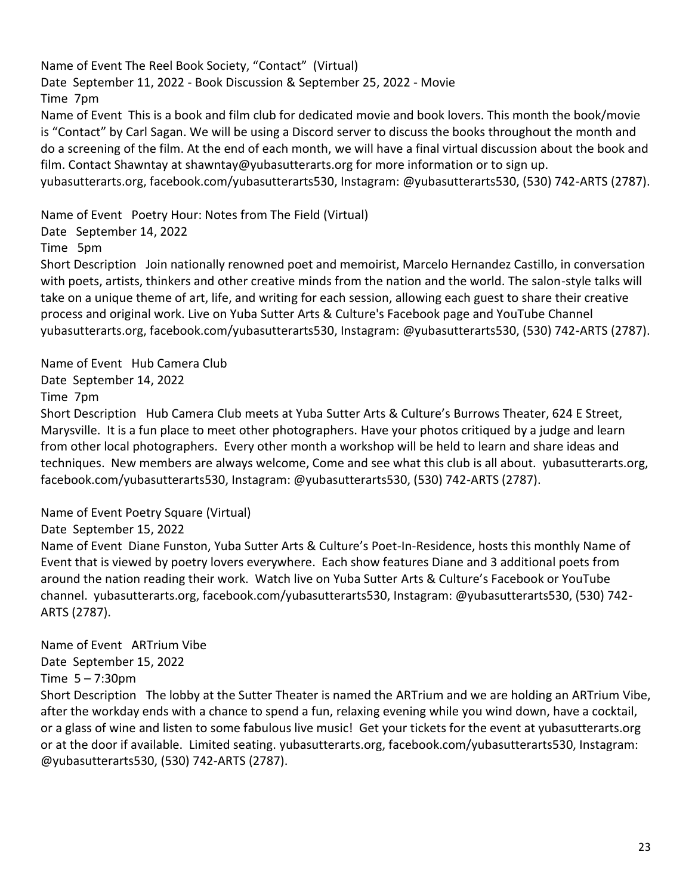Name of Event The Reel Book Society, "Contact" (Virtual)
Date September 11, 2022 - Book Discussion & September 25, 2022 - Movie
Time 7pm
Name of Event This is a book and film club for dedicated movie and book lovers. This month the book/movie is "Contact" by Carl Sagan. We will be using a Discord server to discuss the books throughout the month and do a screening of the film. At the end of each month, we will have a final virtual discussion about the book and film. Contact Shawntay at shawntay@yubasutterarts.org for more information or to sign up.
yubasutterarts.org, facebook.com/yubasutterarts530, Instagram: @yubasutterarts530, (530) 742-ARTS (2787).

Name of Event Poetry Hour: Notes from The Field (Virtual)
Date September 14, 2022
Time 5pm
Short Description Join nationally renowned poet and memoirist, Marcelo Hernandez Castillo, in conversation with poets, artists, thinkers and other creative minds from the nation and the world. The salon-style talks will take on a unique theme of art, life, and writing for each session, allowing each guest to share their creative process and original work. Live on Yuba Sutter Arts & Culture's Facebook page and YouTube Channel
yubasutterarts.org, facebook.com/yubasutterarts530, Instagram: @yubasutterarts530, (530) 742-ARTS (2787).

Name of Event Hub Camera Club
Date September 14, 2022
Time 7pm
Short Description Hub Camera Club meets at Yuba Sutter Arts & Culture's Burrows Theater, 624 E Street, Marysville. It is a fun place to meet other photographers. Have your photos critiqued by a judge and learn from other local photographers. Every other month a workshop will be held to learn and share ideas and techniques. New members are always welcome, Come and see what this club is all about. yubasutterarts.org, facebook.com/yubasutterarts530, Instagram: @yubasutterarts530, (530) 742-ARTS (2787).

Name of Event Poetry Square (Virtual)
Date September 15, 2022
Name of Event Diane Funston, Yuba Sutter Arts & Culture's Poet-In-Residence, hosts this monthly Name of Event that is viewed by poetry lovers everywhere. Each show features Diane and 3 additional poets from around the nation reading their work. Watch live on Yuba Sutter Arts & Culture's Facebook or YouTube channel. yubasutterarts.org, facebook.com/yubasutterarts530, Instagram: @yubasutterarts530, (530) 742-ARTS (2787).

Name of Event ARTrium Vibe
Date September 15, 2022
Time 5 – 7:30pm
Short Description The lobby at the Sutter Theater is named the ARTrium and we are holding an ARTrium Vibe, after the workday ends with a chance to spend a fun, relaxing evening while you wind down, have a cocktail, or a glass of wine and listen to some fabulous live music! Get your tickets for the event at yubasutterarts.org or at the door if available. Limited seating. yubasutterarts.org, facebook.com/yubasutterarts530, Instagram: @yubasutterarts530, (530) 742-ARTS (2787).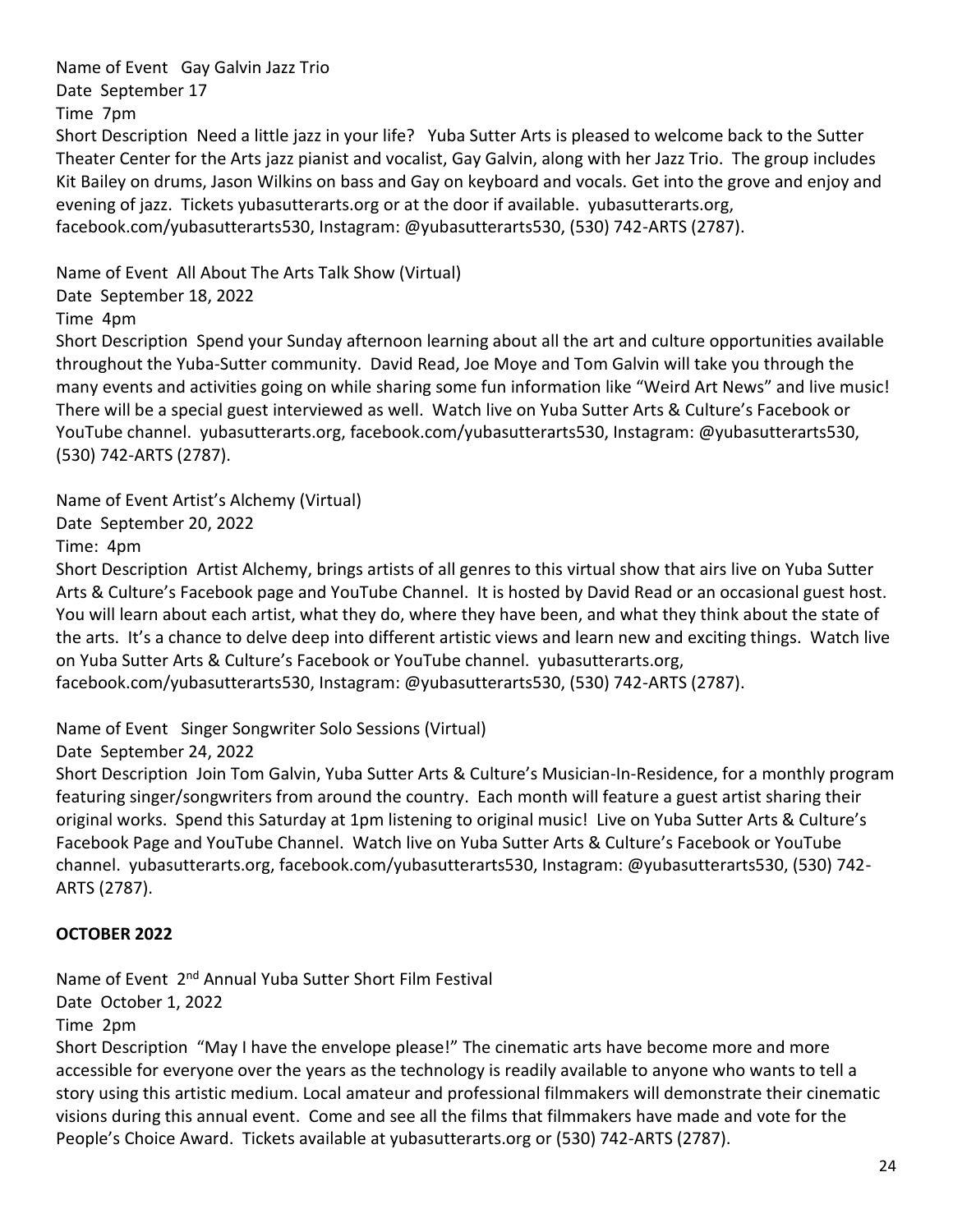Name of Event Gay Galvin Jazz Trio
Date September 17
Time 7pm
Short Description Need a little jazz in your life? Yuba Sutter Arts is pleased to welcome back to the Sutter Theater Center for the Arts jazz pianist and vocalist, Gay Galvin, along with her Jazz Trio. The group includes Kit Bailey on drums, Jason Wilkins on bass and Gay on keyboard and vocals. Get into the grove and enjoy and evening of jazz. Tickets yubasutterarts.org or at the door if available. yubasutterarts.org, facebook.com/yubasutterarts530, Instagram: @yubasutterarts530, (530) 742-ARTS (2787).

Name of Event All About The Arts Talk Show (Virtual)
Date September 18, 2022
Time 4pm
Short Description Spend your Sunday afternoon learning about all the art and culture opportunities available throughout the Yuba-Sutter community. David Read, Joe Moye and Tom Galvin will take you through the many events and activities going on while sharing some fun information like "Weird Art News" and live music! There will be a special guest interviewed as well. Watch live on Yuba Sutter Arts & Culture's Facebook or YouTube channel. yubasutterarts.org, facebook.com/yubasutterarts530, Instagram: @yubasutterarts530, (530) 742-ARTS (2787).

Name of Event Artist's Alchemy (Virtual)
Date September 20, 2022
Time: 4pm
Short Description Artist Alchemy, brings artists of all genres to this virtual show that airs live on Yuba Sutter Arts & Culture's Facebook page and YouTube Channel. It is hosted by David Read or an occasional guest host. You will learn about each artist, what they do, where they have been, and what they think about the state of the arts. It's a chance to delve deep into different artistic views and learn new and exciting things. Watch live on Yuba Sutter Arts & Culture's Facebook or YouTube channel. yubasutterarts.org, facebook.com/yubasutterarts530, Instagram: @yubasutterarts530, (530) 742-ARTS (2787).

Name of Event Singer Songwriter Solo Sessions (Virtual)
Date September 24, 2022
Short Description Join Tom Galvin, Yuba Sutter Arts & Culture's Musician-In-Residence, for a monthly program featuring singer/songwriters from around the country. Each month will feature a guest artist sharing their original works. Spend this Saturday at 1pm listening to original music! Live on Yuba Sutter Arts & Culture's Facebook Page and YouTube Channel. Watch live on Yuba Sutter Arts & Culture's Facebook or YouTube channel. yubasutterarts.org, facebook.com/yubasutterarts530, Instagram: @yubasutterarts530, (530) 742-ARTS (2787).

**OCTOBER 2022**

Name of Event 2nd Annual Yuba Sutter Short Film Festival
Date October 1, 2022
Time 2pm
Short Description "May I have the envelope please!" The cinematic arts have become more and more accessible for everyone over the years as the technology is readily available to anyone who wants to tell a story using this artistic medium. Local amateur and professional filmmakers will demonstrate their cinematic visions during this annual event. Come and see all the films that filmmakers have made and vote for the People's Choice Award. Tickets available at yubasutterarts.org or (530) 742-ARTS (2787).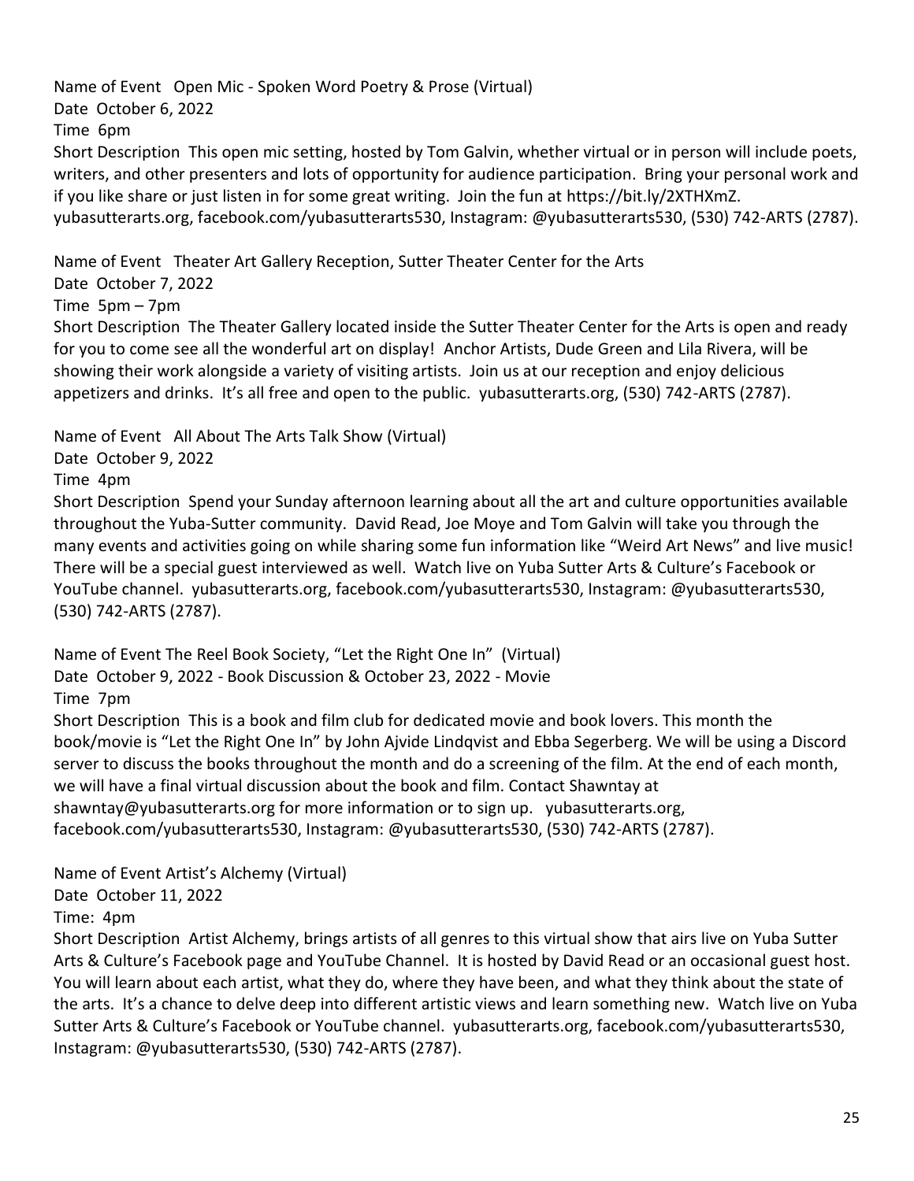Name of Event Open Mic - Spoken Word Poetry & Prose (Virtual)
Date October 6, 2022
Time 6pm
Short Description This open mic setting, hosted by Tom Galvin, whether virtual or in person will include poets, writers, and other presenters and lots of opportunity for audience participation. Bring your personal work and if you like share or just listen in for some great writing. Join the fun at https://bit.ly/2XTHXmZ. yubasutterarts.org, facebook.com/yubasutterarts530, Instagram: @yubasutterarts530, (530) 742-ARTS (2787).

Name of Event Theater Art Gallery Reception, Sutter Theater Center for the Arts
Date October 7, 2022
Time 5pm – 7pm
Short Description The Theater Gallery located inside the Sutter Theater Center for the Arts is open and ready for you to come see all the wonderful art on display! Anchor Artists, Dude Green and Lila Rivera, will be showing their work alongside a variety of visiting artists. Join us at our reception and enjoy delicious appetizers and drinks. It's all free and open to the public. yubasutterarts.org, (530) 742-ARTS (2787).

Name of Event All About The Arts Talk Show (Virtual)
Date October 9, 2022
Time 4pm
Short Description Spend your Sunday afternoon learning about all the art and culture opportunities available throughout the Yuba-Sutter community. David Read, Joe Moye and Tom Galvin will take you through the many events and activities going on while sharing some fun information like "Weird Art News" and live music! There will be a special guest interviewed as well. Watch live on Yuba Sutter Arts & Culture's Facebook or YouTube channel. yubasutterarts.org, facebook.com/yubasutterarts530, Instagram: @yubasutterarts530, (530) 742-ARTS (2787).

Name of Event The Reel Book Society, "Let the Right One In" (Virtual)
Date October 9, 2022 - Book Discussion & October 23, 2022 - Movie
Time 7pm
Short Description This is a book and film club for dedicated movie and book lovers. This month the book/movie is "Let the Right One In" by John Ajvide Lindqvist and Ebba Segerberg. We will be using a Discord server to discuss the books throughout the month and do a screening of the film. At the end of each month, we will have a final virtual discussion about the book and film. Contact Shawntay at shawntay@yubasutterarts.org for more information or to sign up. yubasutterarts.org, facebook.com/yubasutterarts530, Instagram: @yubasutterarts530, (530) 742-ARTS (2787).

Name of Event Artist's Alchemy (Virtual)
Date October 11, 2022
Time: 4pm
Short Description Artist Alchemy, brings artists of all genres to this virtual show that airs live on Yuba Sutter Arts & Culture's Facebook page and YouTube Channel. It is hosted by David Read or an occasional guest host. You will learn about each artist, what they do, where they have been, and what they think about the state of the arts. It's a chance to delve deep into different artistic views and learn something new. Watch live on Yuba Sutter Arts & Culture's Facebook or YouTube channel. yubasutterarts.org, facebook.com/yubasutterarts530, Instagram: @yubasutterarts530, (530) 742-ARTS (2787).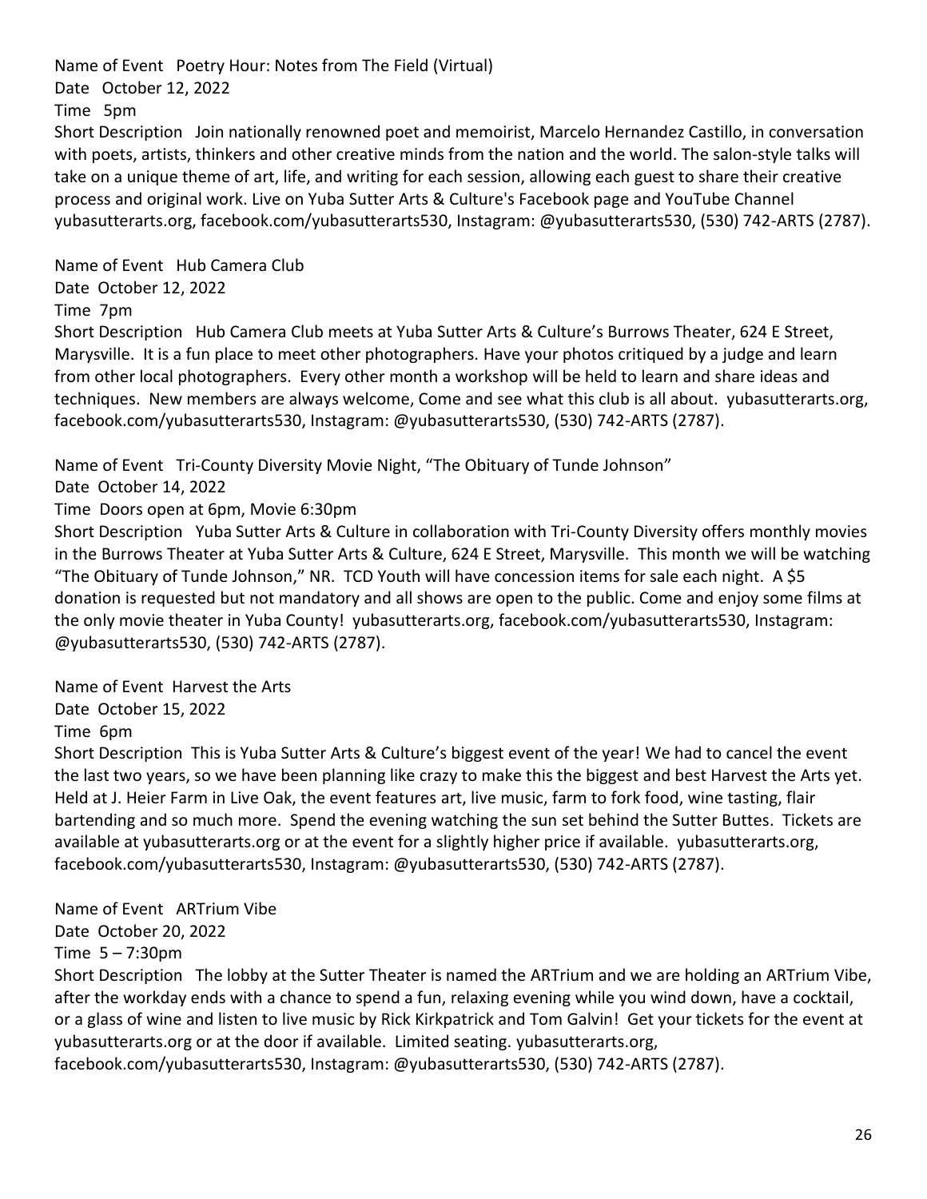Name of Event Poetry Hour: Notes from The Field (Virtual)
Date October 12, 2022
Time 5pm
Short Description Join nationally renowned poet and memoirist, Marcelo Hernandez Castillo, in conversation with poets, artists, thinkers and other creative minds from the nation and the world. The salon-style talks will take on a unique theme of art, life, and writing for each session, allowing each guest to share their creative process and original work. Live on Yuba Sutter Arts & Culture's Facebook page and YouTube Channel yubasutterarts.org, facebook.com/yubasutterarts530, Instagram: @yubasutterarts530, (530) 742-ARTS (2787).

Name of Event Hub Camera Club
Date October 12, 2022
Time 7pm
Short Description Hub Camera Club meets at Yuba Sutter Arts & Culture's Burrows Theater, 624 E Street, Marysville. It is a fun place to meet other photographers. Have your photos critiqued by a judge and learn from other local photographers. Every other month a workshop will be held to learn and share ideas and techniques. New members are always welcome, Come and see what this club is all about. yubasutterarts.org, facebook.com/yubasutterarts530, Instagram: @yubasutterarts530, (530) 742-ARTS (2787).

Name of Event Tri-County Diversity Movie Night, "The Obituary of Tunde Johnson"
Date October 14, 2022
Time Doors open at 6pm, Movie 6:30pm
Short Description Yuba Sutter Arts & Culture in collaboration with Tri-County Diversity offers monthly movies in the Burrows Theater at Yuba Sutter Arts & Culture, 624 E Street, Marysville. This month we will be watching "The Obituary of Tunde Johnson," NR. TCD Youth will have concession items for sale each night. A $5 donation is requested but not mandatory and all shows are open to the public. Come and enjoy some films at the only movie theater in Yuba County! yubasutterarts.org, facebook.com/yubasutterarts530, Instagram: @yubasutterarts530, (530) 742-ARTS (2787).

Name of Event Harvest the Arts
Date October 15, 2022
Time 6pm
Short Description This is Yuba Sutter Arts & Culture's biggest event of the year! We had to cancel the event the last two years, so we have been planning like crazy to make this the biggest and best Harvest the Arts yet. Held at J. Heier Farm in Live Oak, the event features art, live music, farm to fork food, wine tasting, flair bartending and so much more. Spend the evening watching the sun set behind the Sutter Buttes. Tickets are available at yubasutterarts.org or at the event for a slightly higher price if available. yubasutterarts.org, facebook.com/yubasutterarts530, Instagram: @yubasutterarts530, (530) 742-ARTS (2787).

Name of Event ARTrium Vibe
Date October 20, 2022
Time 5 – 7:30pm
Short Description The lobby at the Sutter Theater is named the ARTrium and we are holding an ARTrium Vibe, after the workday ends with a chance to spend a fun, relaxing evening while you wind down, have a cocktail, or a glass of wine and listen to live music by Rick Kirkpatrick and Tom Galvin! Get your tickets for the event at yubasutterarts.org or at the door if available. Limited seating. yubasutterarts.org, facebook.com/yubasutterarts530, Instagram: @yubasutterarts530, (530) 742-ARTS (2787).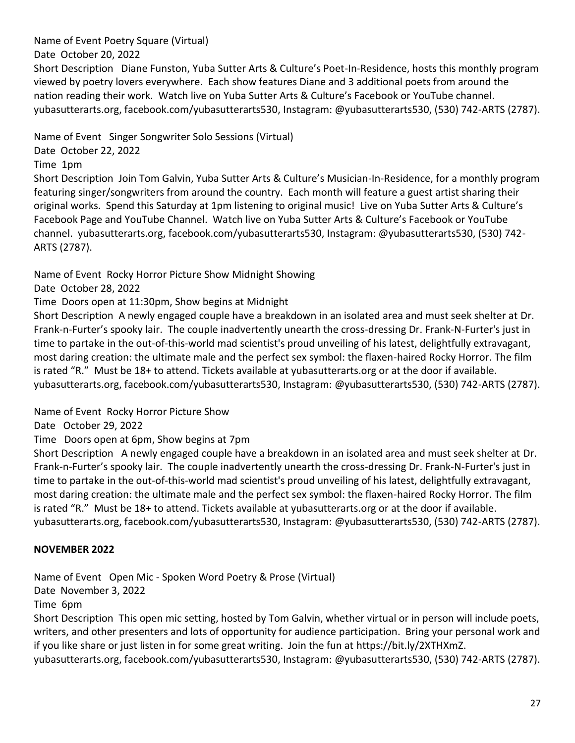Name of Event Poetry Square (Virtual)
Date October 20, 2022
Short Description Diane Funston, Yuba Sutter Arts & Culture's Poet-In-Residence, hosts this monthly program viewed by poetry lovers everywhere. Each show features Diane and 3 additional poets from around the nation reading their work. Watch live on Yuba Sutter Arts & Culture's Facebook or YouTube channel. yubasutterarts.org, facebook.com/yubasutterarts530, Instagram: @yubasutterarts530, (530) 742-ARTS (2787).

Name of Event Singer Songwriter Solo Sessions (Virtual)
Date October 22, 2022
Time 1pm
Short Description Join Tom Galvin, Yuba Sutter Arts & Culture's Musician-In-Residence, for a monthly program featuring singer/songwriters from around the country. Each month will feature a guest artist sharing their original works. Spend this Saturday at 1pm listening to original music! Live on Yuba Sutter Arts & Culture's Facebook Page and YouTube Channel. Watch live on Yuba Sutter Arts & Culture's Facebook or YouTube channel. yubasutterarts.org, facebook.com/yubasutterarts530, Instagram: @yubasutterarts530, (530) 742-ARTS (2787).

Name of Event Rocky Horror Picture Show Midnight Showing
Date October 28, 2022
Time Doors open at 11:30pm, Show begins at Midnight
Short Description A newly engaged couple have a breakdown in an isolated area and must seek shelter at Dr. Frank-n-Furter's spooky lair. The couple inadvertently unearth the cross-dressing Dr. Frank-N-Furter's just in time to partake in the out-of-this-world mad scientist's proud unveiling of his latest, delightfully extravagant, most daring creation: the ultimate male and the perfect sex symbol: the flaxen-haired Rocky Horror. The film is rated "R." Must be 18+ to attend. Tickets available at yubasutterarts.org or at the door if available. yubasutterarts.org, facebook.com/yubasutterarts530, Instagram: @yubasutterarts530, (530) 742-ARTS (2787).

Name of Event Rocky Horror Picture Show
Date October 29, 2022
Time Doors open at 6pm, Show begins at 7pm
Short Description A newly engaged couple have a breakdown in an isolated area and must seek shelter at Dr. Frank-n-Furter's spooky lair. The couple inadvertently unearth the cross-dressing Dr. Frank-N-Furter's just in time to partake in the out-of-this-world mad scientist's proud unveiling of his latest, delightfully extravagant, most daring creation: the ultimate male and the perfect sex symbol: the flaxen-haired Rocky Horror. The film is rated "R." Must be 18+ to attend. Tickets available at yubasutterarts.org or at the door if available. yubasutterarts.org, facebook.com/yubasutterarts530, Instagram: @yubasutterarts530, (530) 742-ARTS (2787).

**NOVEMBER 2022**

Name of Event Open Mic - Spoken Word Poetry & Prose (Virtual)
Date November 3, 2022
Time 6pm
Short Description This open mic setting, hosted by Tom Galvin, whether virtual or in person will include poets, writers, and other presenters and lots of opportunity for audience participation. Bring your personal work and if you like share or just listen in for some great writing. Join the fun at https://bit.ly/2XTHXmZ. yubasutterarts.org, facebook.com/yubasutterarts530, Instagram: @yubasutterarts530, (530) 742-ARTS (2787).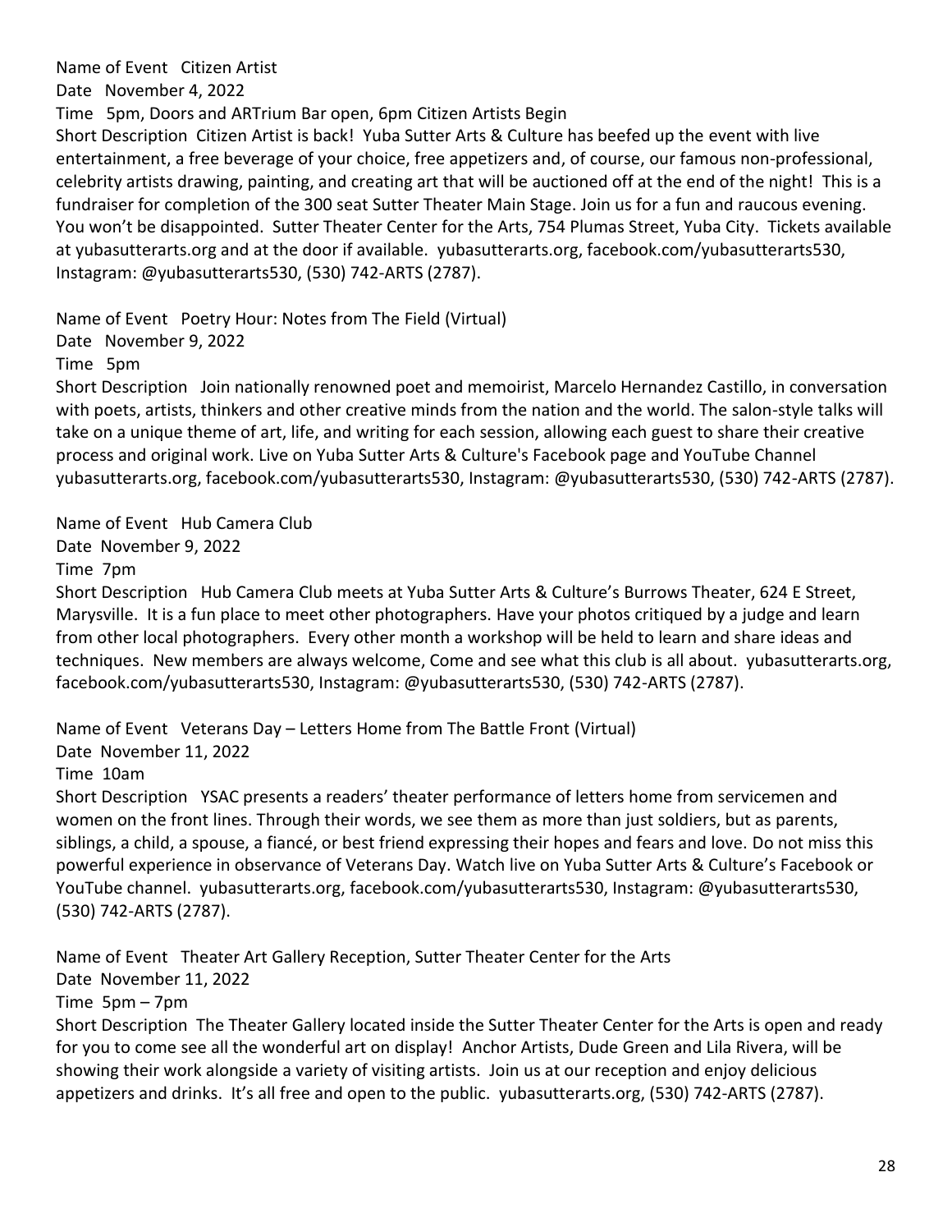Name of Event Citizen Artist
Date November 4, 2022
Time 5pm, Doors and ARTrium Bar open, 6pm Citizen Artists Begin
Short Description Citizen Artist is back! Yuba Sutter Arts & Culture has beefed up the event with live entertainment, a free beverage of your choice, free appetizers and, of course, our famous non-professional, celebrity artists drawing, painting, and creating art that will be auctioned off at the end of the night! This is a fundraiser for completion of the 300 seat Sutter Theater Main Stage. Join us for a fun and raucous evening. You won't be disappointed. Sutter Theater Center for the Arts, 754 Plumas Street, Yuba City. Tickets available at yubasutterarts.org and at the door if available. yubasutterarts.org, facebook.com/yubasutterarts530, Instagram: @yubasutterarts530, (530) 742-ARTS (2787).

Name of Event Poetry Hour: Notes from The Field (Virtual)
Date November 9, 2022
Time 5pm
Short Description Join nationally renowned poet and memoirist, Marcelo Hernandez Castillo, in conversation with poets, artists, thinkers and other creative minds from the nation and the world. The salon-style talks will take on a unique theme of art, life, and writing for each session, allowing each guest to share their creative process and original work. Live on Yuba Sutter Arts & Culture's Facebook page and YouTube Channel yubasutterarts.org, facebook.com/yubasutterarts530, Instagram: @yubasutterarts530, (530) 742-ARTS (2787).

Name of Event Hub Camera Club
Date November 9, 2022
Time 7pm
Short Description Hub Camera Club meets at Yuba Sutter Arts & Culture's Burrows Theater, 624 E Street, Marysville. It is a fun place to meet other photographers. Have your photos critiqued by a judge and learn from other local photographers. Every other month a workshop will be held to learn and share ideas and techniques. New members are always welcome, Come and see what this club is all about. yubasutterarts.org, facebook.com/yubasutterarts530, Instagram: @yubasutterarts530, (530) 742-ARTS (2787).

Name of Event Veterans Day – Letters Home from The Battle Front (Virtual)
Date November 11, 2022
Time 10am
Short Description YSAC presents a readers' theater performance of letters home from servicemen and women on the front lines. Through their words, we see them as more than just soldiers, but as parents, siblings, a child, a spouse, a fiancé, or best friend expressing their hopes and fears and love. Do not miss this powerful experience in observance of Veterans Day. Watch live on Yuba Sutter Arts & Culture's Facebook or YouTube channel. yubasutterarts.org, facebook.com/yubasutterarts530, Instagram: @yubasutterarts530, (530) 742-ARTS (2787).

Name of Event Theater Art Gallery Reception, Sutter Theater Center for the Arts
Date November 11, 2022
Time 5pm – 7pm
Short Description The Theater Gallery located inside the Sutter Theater Center for the Arts is open and ready for you to come see all the wonderful art on display! Anchor Artists, Dude Green and Lila Rivera, will be showing their work alongside a variety of visiting artists. Join us at our reception and enjoy delicious appetizers and drinks. It's all free and open to the public. yubasutterarts.org, (530) 742-ARTS (2787).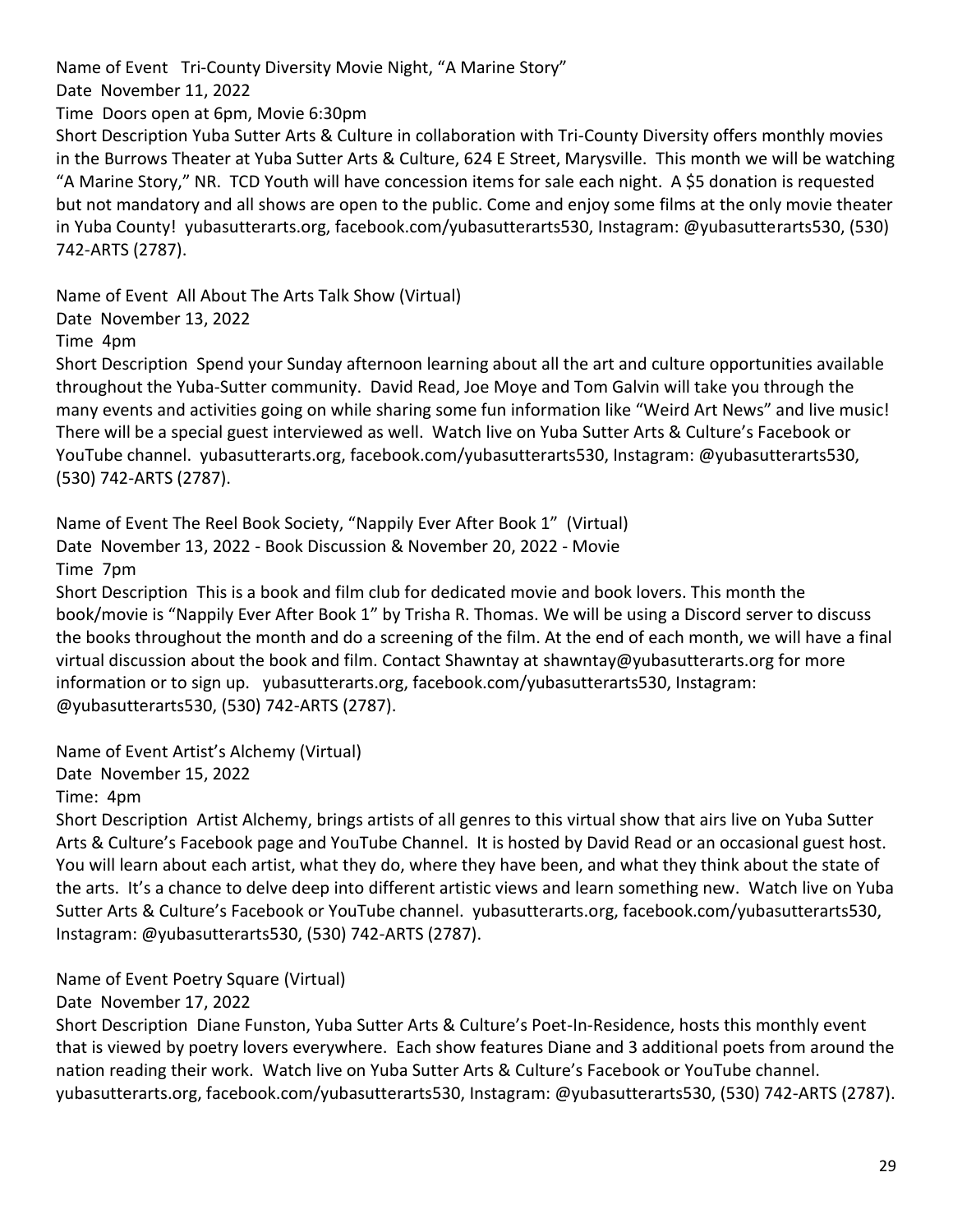Name of Event Tri-County Diversity Movie Night, "A Marine Story"

Date November 11, 2022

Time Doors open at 6pm, Movie 6:30pm

Short Description Yuba Sutter Arts & Culture in collaboration with Tri-County Diversity offers monthly movies in the Burrows Theater at Yuba Sutter Arts & Culture, 624 E Street, Marysville. This month we will be watching "A Marine Story," NR. TCD Youth will have concession items for sale each night. A $5 donation is requested but not mandatory and all shows are open to the public. Come and enjoy some films at the only movie theater in Yuba County! yubasutterarts.org, facebook.com/yubasutterarts530, Instagram: @yubasutterarts530, (530) 742-ARTS (2787).

Name of Event All About The Arts Talk Show (Virtual)

Date November 13, 2022

Time 4pm

Short Description Spend your Sunday afternoon learning about all the art and culture opportunities available throughout the Yuba-Sutter community. David Read, Joe Moye and Tom Galvin will take you through the many events and activities going on while sharing some fun information like "Weird Art News" and live music! There will be a special guest interviewed as well. Watch live on Yuba Sutter Arts & Culture's Facebook or YouTube channel. yubasutterarts.org, facebook.com/yubasutterarts530, Instagram: @yubasutterarts530, (530) 742-ARTS (2787).

Name of Event The Reel Book Society, "Nappily Ever After Book 1" (Virtual)

Date November 13, 2022 - Book Discussion & November 20, 2022 - Movie

Time 7pm

Short Description This is a book and film club for dedicated movie and book lovers. This month the book/movie is "Nappily Ever After Book 1" by Trisha R. Thomas. We will be using a Discord server to discuss the books throughout the month and do a screening of the film. At the end of each month, we will have a final virtual discussion about the book and film. Contact Shawntay at shawntay@yubasutterarts.org for more information or to sign up. yubasutterarts.org, facebook.com/yubasutterarts530, Instagram: @yubasutterarts530, (530) 742-ARTS (2787).

Name of Event Artist's Alchemy (Virtual)

Date November 15, 2022

Time: 4pm

Short Description Artist Alchemy, brings artists of all genres to this virtual show that airs live on Yuba Sutter Arts & Culture's Facebook page and YouTube Channel. It is hosted by David Read or an occasional guest host. You will learn about each artist, what they do, where they have been, and what they think about the state of the arts. It's a chance to delve deep into different artistic views and learn something new. Watch live on Yuba Sutter Arts & Culture's Facebook or YouTube channel. yubasutterarts.org, facebook.com/yubasutterarts530, Instagram: @yubasutterarts530, (530) 742-ARTS (2787).

Name of Event Poetry Square (Virtual)

Date November 17, 2022

Short Description Diane Funston, Yuba Sutter Arts & Culture's Poet-In-Residence, hosts this monthly event that is viewed by poetry lovers everywhere. Each show features Diane and 3 additional poets from around the nation reading their work. Watch live on Yuba Sutter Arts & Culture's Facebook or YouTube channel. yubasutterarts.org, facebook.com/yubasutterarts530, Instagram: @yubasutterarts530, (530) 742-ARTS (2787).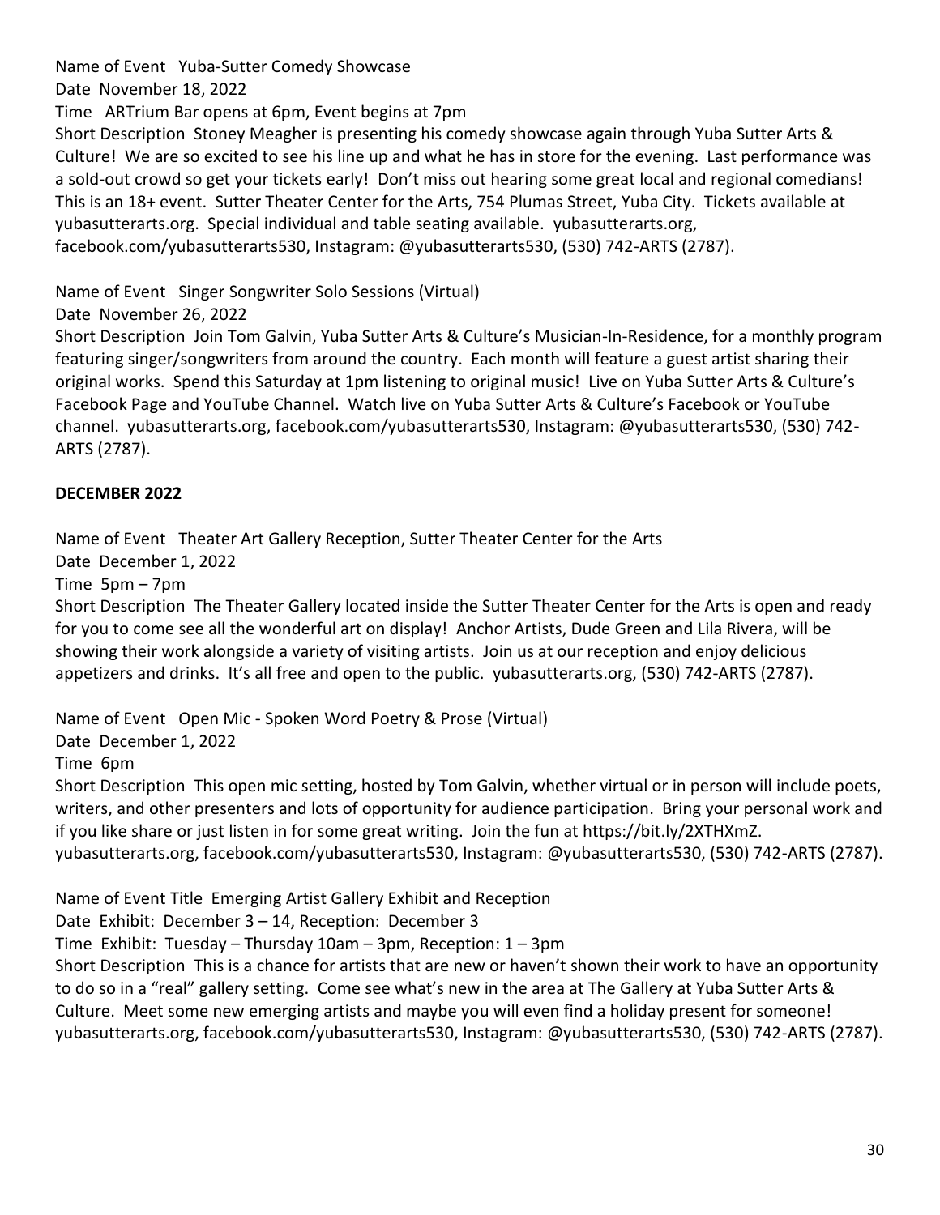Name of Event Yuba-Sutter Comedy Showcase
Date November 18, 2022
Time ARTrium Bar opens at 6pm, Event begins at 7pm
Short Description Stoney Meagher is presenting his comedy showcase again through Yuba Sutter Arts & Culture! We are so excited to see his line up and what he has in store for the evening. Last performance was a sold-out crowd so get your tickets early! Don't miss out hearing some great local and regional comedians! This is an 18+ event. Sutter Theater Center for the Arts, 754 Plumas Street, Yuba City. Tickets available at yubasutterarts.org. Special individual and table seating available. yubasutterarts.org, facebook.com/yubasutterarts530, Instagram: @yubasutterarts530, (530) 742-ARTS (2787).

Name of Event Singer Songwriter Solo Sessions (Virtual)
Date November 26, 2022
Short Description Join Tom Galvin, Yuba Sutter Arts & Culture's Musician-In-Residence, for a monthly program featuring singer/songwriters from around the country. Each month will feature a guest artist sharing their original works. Spend this Saturday at 1pm listening to original music! Live on Yuba Sutter Arts & Culture's Facebook Page and YouTube Channel. Watch live on Yuba Sutter Arts & Culture's Facebook or YouTube channel. yubasutterarts.org, facebook.com/yubasutterarts530, Instagram: @yubasutterarts530, (530) 742-ARTS (2787).

**DECEMBER 2022**

Name of Event Theater Art Gallery Reception, Sutter Theater Center for the Arts
Date December 1, 2022
Time 5pm – 7pm
Short Description The Theater Gallery located inside the Sutter Theater Center for the Arts is open and ready for you to come see all the wonderful art on display! Anchor Artists, Dude Green and Lila Rivera, will be showing their work alongside a variety of visiting artists. Join us at our reception and enjoy delicious appetizers and drinks. It's all free and open to the public. yubasutterarts.org, (530) 742-ARTS (2787).

Name of Event Open Mic - Spoken Word Poetry & Prose (Virtual)
Date December 1, 2022
Time 6pm
Short Description This open mic setting, hosted by Tom Galvin, whether virtual or in person will include poets, writers, and other presenters and lots of opportunity for audience participation. Bring your personal work and if you like share or just listen in for some great writing. Join the fun at https://bit.ly/2XTHXmZ. yubasutterarts.org, facebook.com/yubasutterarts530, Instagram: @yubasutterarts530, (530) 742-ARTS (2787).

Name of Event Title Emerging Artist Gallery Exhibit and Reception
Date Exhibit: December 3 – 14, Reception: December 3
Time Exhibit: Tuesday – Thursday 10am – 3pm, Reception: 1 – 3pm
Short Description This is a chance for artists that are new or haven't shown their work to have an opportunity to do so in a "real" gallery setting. Come see what's new in the area at The Gallery at Yuba Sutter Arts & Culture. Meet some new emerging artists and maybe you will even find a holiday present for someone! yubasutterarts.org, facebook.com/yubasutterarts530, Instagram: @yubasutterarts530, (530) 742-ARTS (2787).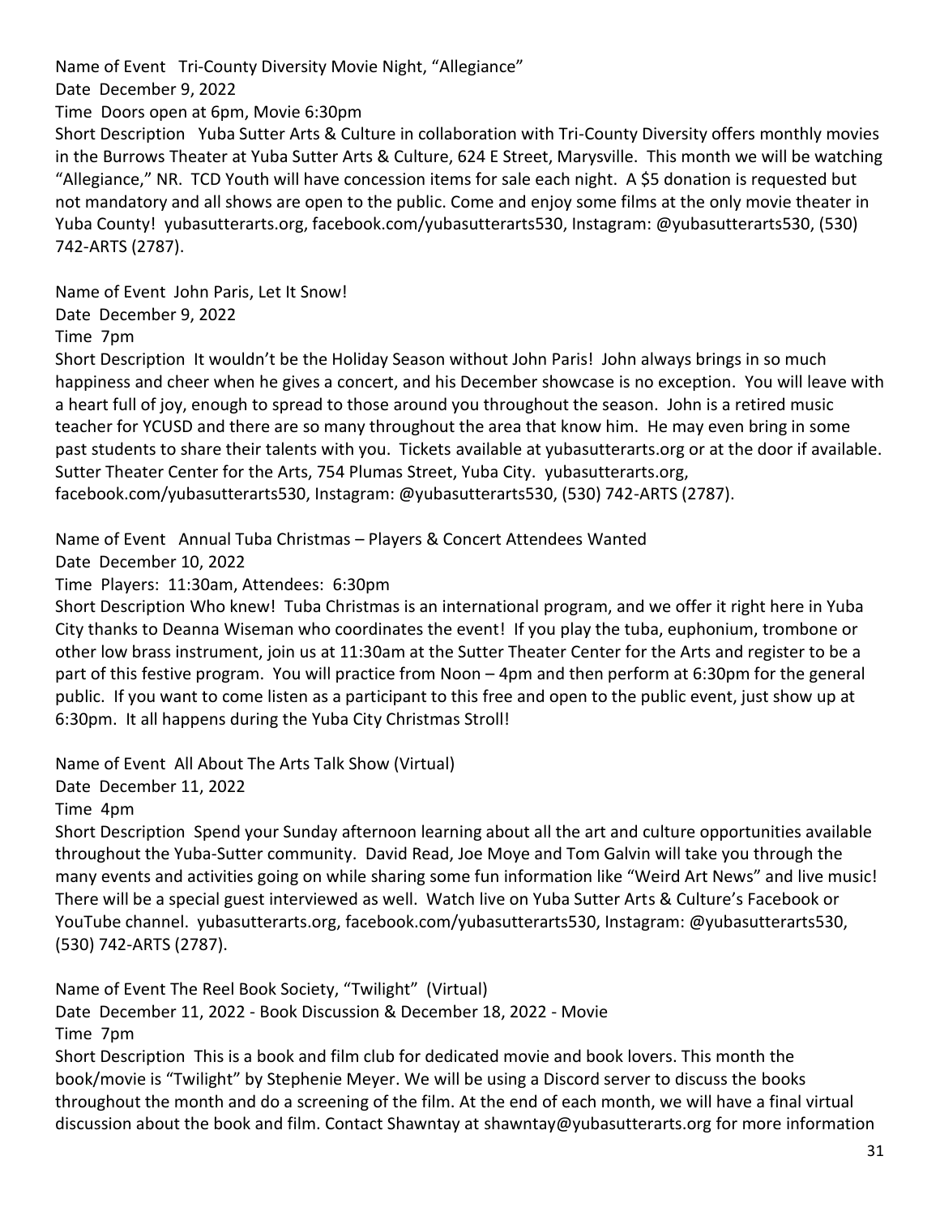Name of Event Tri-County Diversity Movie Night, "Allegiance"

Date December 9, 2022

Time Doors open at 6pm, Movie 6:30pm

Short Description Yuba Sutter Arts & Culture in collaboration with Tri-County Diversity offers monthly movies in the Burrows Theater at Yuba Sutter Arts & Culture, 624 E Street, Marysville. This month we will be watching "Allegiance," NR. TCD Youth will have concession items for sale each night. A $5 donation is requested but not mandatory and all shows are open to the public. Come and enjoy some films at the only movie theater in Yuba County! yubasutterarts.org, facebook.com/yubasutterarts530, Instagram: @yubasutterarts530, (530) 742-ARTS (2787).

Name of Event John Paris, Let It Snow!

Date December 9, 2022

Time 7pm

Short Description It wouldn't be the Holiday Season without John Paris! John always brings in so much happiness and cheer when he gives a concert, and his December showcase is no exception. You will leave with a heart full of joy, enough to spread to those around you throughout the season. John is a retired music teacher for YCUSD and there are so many throughout the area that know him. He may even bring in some past students to share their talents with you. Tickets available at yubasutterarts.org or at the door if available. Sutter Theater Center for the Arts, 754 Plumas Street, Yuba City. yubasutterarts.org, facebook.com/yubasutterarts530, Instagram: @yubasutterarts530, (530) 742-ARTS (2787).

Name of Event Annual Tuba Christmas – Players & Concert Attendees Wanted

Date December 10, 2022

Time Players: 11:30am, Attendees: 6:30pm

Short Description Who knew! Tuba Christmas is an international program, and we offer it right here in Yuba City thanks to Deanna Wiseman who coordinates the event! If you play the tuba, euphonium, trombone or other low brass instrument, join us at 11:30am at the Sutter Theater Center for the Arts and register to be a part of this festive program. You will practice from Noon – 4pm and then perform at 6:30pm for the general public. If you want to come listen as a participant to this free and open to the public event, just show up at 6:30pm. It all happens during the Yuba City Christmas Stroll!

Name of Event All About The Arts Talk Show (Virtual)

Date December 11, 2022

Time 4pm

Short Description Spend your Sunday afternoon learning about all the art and culture opportunities available throughout the Yuba-Sutter community. David Read, Joe Moye and Tom Galvin will take you through the many events and activities going on while sharing some fun information like "Weird Art News" and live music! There will be a special guest interviewed as well. Watch live on Yuba Sutter Arts & Culture's Facebook or YouTube channel. yubasutterarts.org, facebook.com/yubasutterarts530, Instagram: @yubasutterarts530, (530) 742-ARTS (2787).

Name of Event The Reel Book Society, "Twilight" (Virtual)

Date December 11, 2022 - Book Discussion & December 18, 2022 - Movie

Time 7pm

Short Description This is a book and film club for dedicated movie and book lovers. This month the book/movie is "Twilight" by Stephenie Meyer. We will be using a Discord server to discuss the books throughout the month and do a screening of the film. At the end of each month, we will have a final virtual discussion about the book and film. Contact Shawntay at shawntay@yubasutterarts.org for more information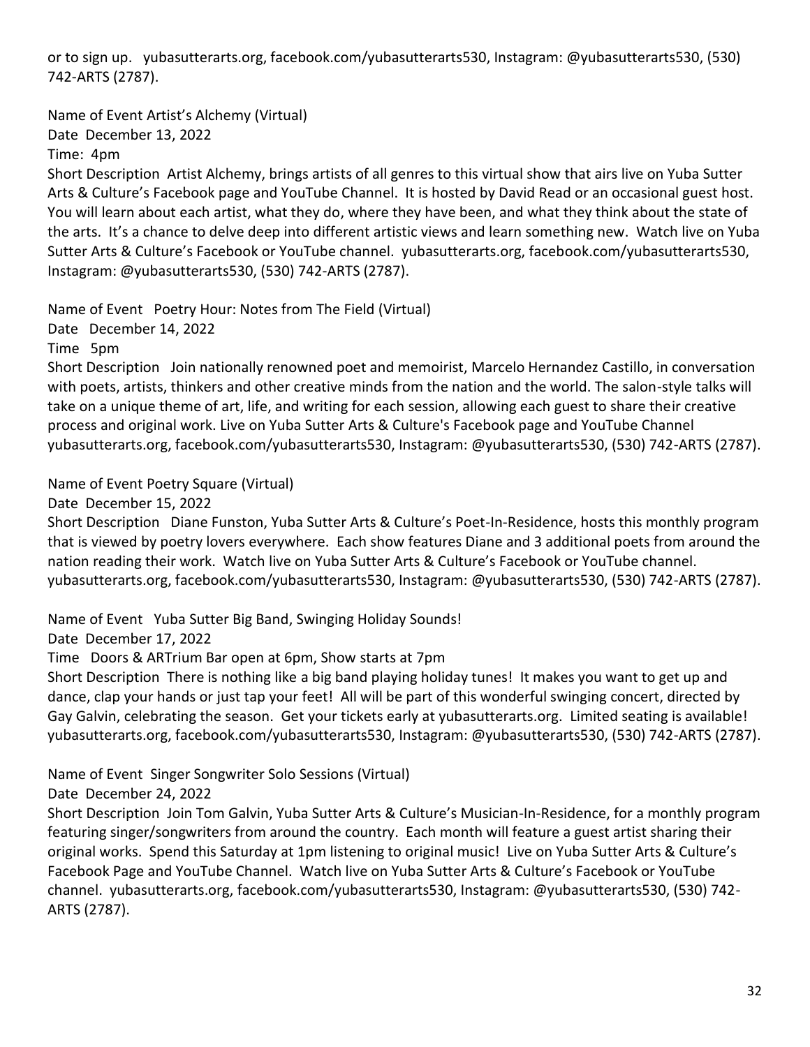or to sign up. yubasutterarts.org, facebook.com/yubasutterarts530, Instagram: @yubasutterarts530, (530) 742-ARTS (2787).

Name of Event Artist's Alchemy (Virtual)
Date December 13, 2022
Time: 4pm
Short Description Artist Alchemy, brings artists of all genres to this virtual show that airs live on Yuba Sutter Arts & Culture's Facebook page and YouTube Channel. It is hosted by David Read or an occasional guest host. You will learn about each artist, what they do, where they have been, and what they think about the state of the arts. It's a chance to delve deep into different artistic views and learn something new. Watch live on Yuba Sutter Arts & Culture's Facebook or YouTube channel. yubasutterarts.org, facebook.com/yubasutterarts530, Instagram: @yubasutterarts530, (530) 742-ARTS (2787).

Name of Event Poetry Hour: Notes from The Field (Virtual)
Date December 14, 2022
Time 5pm
Short Description Join nationally renowned poet and memoirist, Marcelo Hernandez Castillo, in conversation with poets, artists, thinkers and other creative minds from the nation and the world. The salon-style talks will take on a unique theme of art, life, and writing for each session, allowing each guest to share their creative process and original work. Live on Yuba Sutter Arts & Culture's Facebook page and YouTube Channel yubasutterarts.org, facebook.com/yubasutterarts530, Instagram: @yubasutterarts530, (530) 742-ARTS (2787).

Name of Event Poetry Square (Virtual)
Date December 15, 2022
Short Description Diane Funston, Yuba Sutter Arts & Culture's Poet-In-Residence, hosts this monthly program that is viewed by poetry lovers everywhere. Each show features Diane and 3 additional poets from around the nation reading their work. Watch live on Yuba Sutter Arts & Culture's Facebook or YouTube channel. yubasutterarts.org, facebook.com/yubasutterarts530, Instagram: @yubasutterarts530, (530) 742-ARTS (2787).

Name of Event Yuba Sutter Big Band, Swinging Holiday Sounds!
Date December 17, 2022
Time Doors & ARTrium Bar open at 6pm, Show starts at 7pm
Short Description There is nothing like a big band playing holiday tunes! It makes you want to get up and dance, clap your hands or just tap your feet! All will be part of this wonderful swinging concert, directed by Gay Galvin, celebrating the season. Get your tickets early at yubasutterarts.org. Limited seating is available! yubasutterarts.org, facebook.com/yubasutterarts530, Instagram: @yubasutterarts530, (530) 742-ARTS (2787).

Name of Event Singer Songwriter Solo Sessions (Virtual)
Date December 24, 2022
Short Description Join Tom Galvin, Yuba Sutter Arts & Culture's Musician-In-Residence, for a monthly program featuring singer/songwriters from around the country. Each month will feature a guest artist sharing their original works. Spend this Saturday at 1pm listening to original music! Live on Yuba Sutter Arts & Culture's Facebook Page and YouTube Channel. Watch live on Yuba Sutter Arts & Culture's Facebook or YouTube channel. yubasutterarts.org, facebook.com/yubasutterarts530, Instagram: @yubasutterarts530, (530) 742-ARTS (2787).